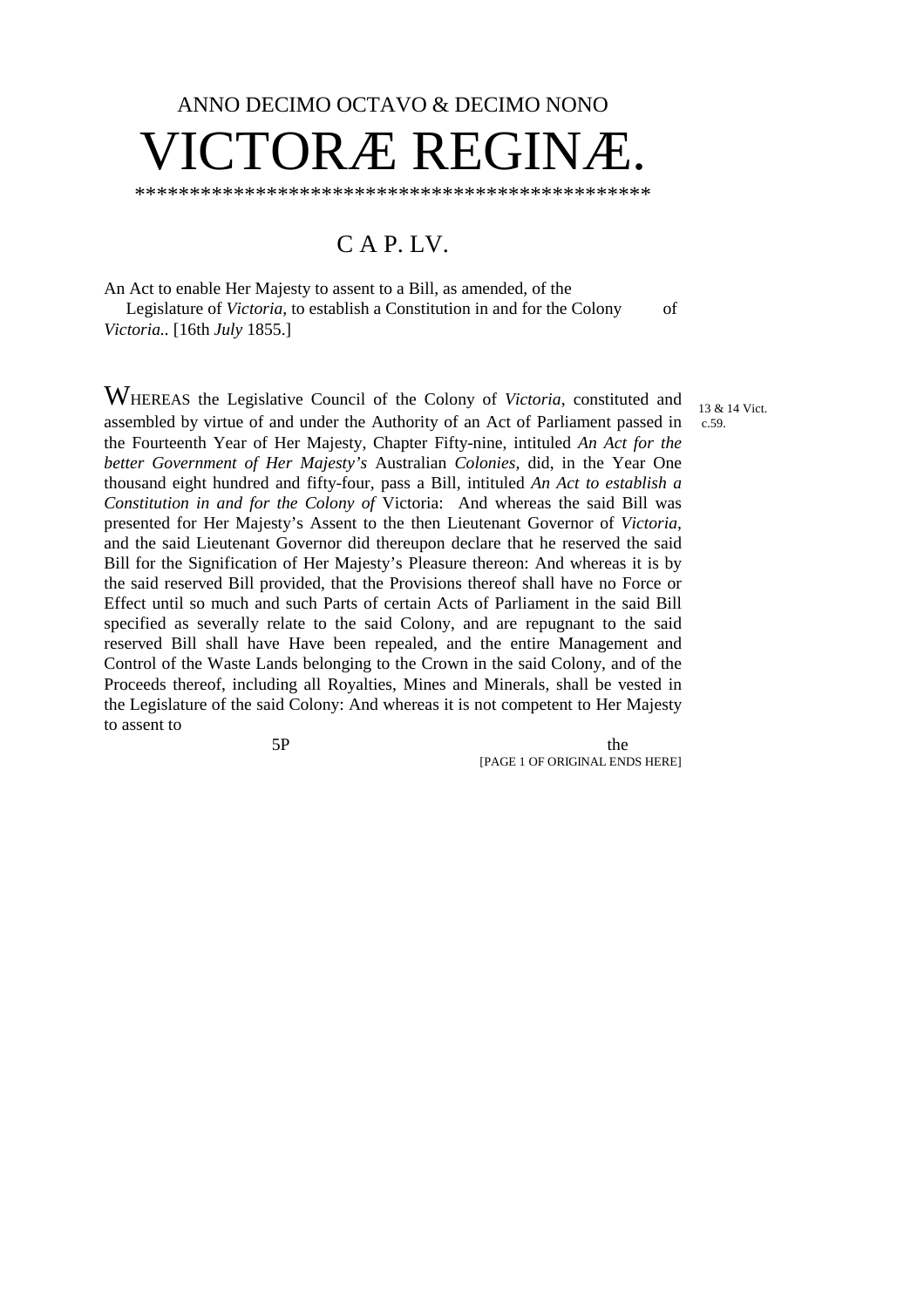ANNO DECIMO OCTAVO & DECIMO NONO

# VICTORÆ REGINÆ.

\*\*\*\*\*\*\*\*\*\*\*\*\*\*\*\*\*\*\*\*\*\*\*\*\*\*\*\*\*\*\*\*\*\*\*\*\*\*\*\*\*\*\*\*\*\*

## C A P. LV.

An Act to enable Her Majesty to assent to a Bill, as amended, of the Legislature of *Victoria*, to establish a Constitution in and for the Colony of *Victoria*.. [16th *July* 1855.]

WHEREAS the Legislative Council of the Colony of *Victoria*, constituted and assembled by virtue of and under the Authority of an Act of Parliament passed in the Fourteenth Year of Her Majesty, Chapter Fifty-nine, intituled *An Act for the better Government of Her Majesty's* Australian *Colonies*, did, in the Year One thousand eight hundred and fifty-four, pass a Bill, intituled *An Act to establish a Constitution in and for the Colony of* Victoria: And whereas the said Bill was presented for Her Majesty's Assent to the then Lieutenant Governor of *Victoria*, and the said Lieutenant Governor did thereupon declare that he reserved the said Bill for the Signification of Her Majesty's Pleasure thereon: And whereas it is by the said reserved Bill provided, that the Provisions thereof shall have no Force or Effect until so much and such Parts of certain Acts of Parliament in the said Bill specified as severally relate to the said Colony, and are repugnant to the said reserved Bill shall have Have been repealed, and the entire Management and Control of the Waste Lands belonging to the Crown in the said Colony, and of the Proceeds thereof, including all Royalties, Mines and Minerals, shall be vested in the Legislature of the said Colony: And whereas it is not competent to Her Majesty to assent to

13 & 14 Vict. c.59.

5P the

[PAGE 1 OF ORIGINAL ENDS HERE]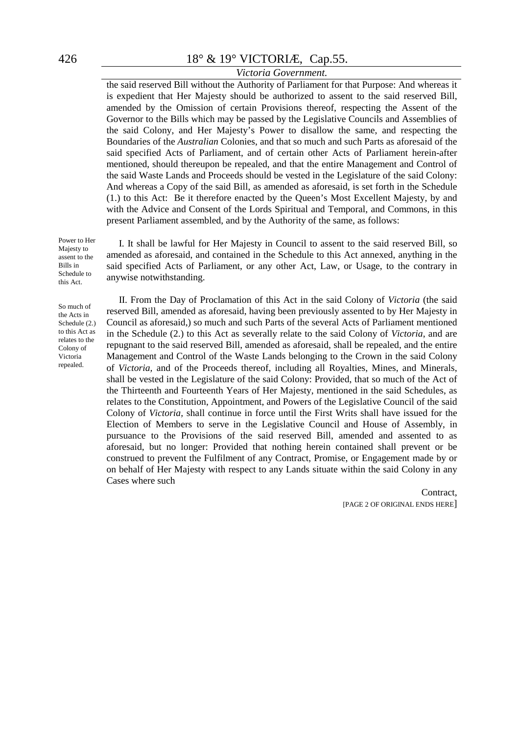the said reserved Bill without the Authority of Parliament for that Purpose: And whereas it is expedient that Her Majesty should be authorized to assent to the said reserved Bill, amended by the Omission of certain Provisions thereof, respecting the Assent of the Governor to the Bills which may be passed by the Legislative Councils and Assemblies of the said Colony, and Her Majesty's Power to disallow the same, and respecting the Boundaries of the *Australian* Colonies, and that so much and such Parts as aforesaid of the said specified Acts of Parliament, and of certain other Acts of Parliament herein-after mentioned, should thereupon be repealed, and that the entire Management and Control of the said Waste Lands and Proceeds should be vested in the Legislature of the said Colony: And whereas a Copy of the said Bill, as amended as aforesaid, is set forth in the Schedule (1.) to this Act: Be it therefore enacted by the Queen's Most Excellent Majesty, by and with the Advice and Consent of the Lords Spiritual and Temporal, and Commons, in this present Parliament assembled, and by the Authority of the same, as follows:

Power to Her Majesty to assent to the Bills in Schedule to this Act.

I. It shall be lawful for Her Majesty in Council to assent to the said reserved Bill, so amended as aforesaid, and contained in the Schedule to this Act annexed, anything in the said specified Acts of Parliament, or any other Act, Law, or Usage, to the contrary in anywise notwithstanding.

So much of the Acts in Schedule (2.) to this Act as relates to the Colony of Victoria repealed.

II. From the Day of Proclamation of this Act in the said Colony of *Victoria* (the said reserved Bill, amended as aforesaid, having been previously assented to by Her Majesty in Council as aforesaid,) so much and such Parts of the several Acts of Parliament mentioned in the Schedule (2.) to this Act as severally relate to the said Colony of *Victoria*, and are repugnant to the said reserved Bill, amended as aforesaid, shall be repealed, and the entire Management and Control of the Waste Lands belonging to the Crown in the said Colony of *Victoria*, and of the Proceeds thereof, including all Royalties, Mines, and Minerals, shall be vested in the Legislature of the said Colony: Provided, that so much of the Act of the Thirteenth and Fourteenth Years of Her Majesty, mentioned in the said Schedules, as relates to the Constitution, Appointment, and Powers of the Legislative Council of the said Colony of *Victoria*, shall continue in force until the First Writs shall have issued for the Election of Members to serve in the Legislative Council and House of Assembly, in pursuance to the Provisions of the said reserved Bill, amended and assented to as aforesaid, but no longer: Provided that nothing herein contained shall prevent or be construed to prevent the Fulfilment of any Contract, Promise, or Engagement made by or on behalf of Her Majesty with respect to any Lands situate within the said Colony in any Cases where such

Contract,

[PAGE 2 OF ORIGINAL ENDS HERE]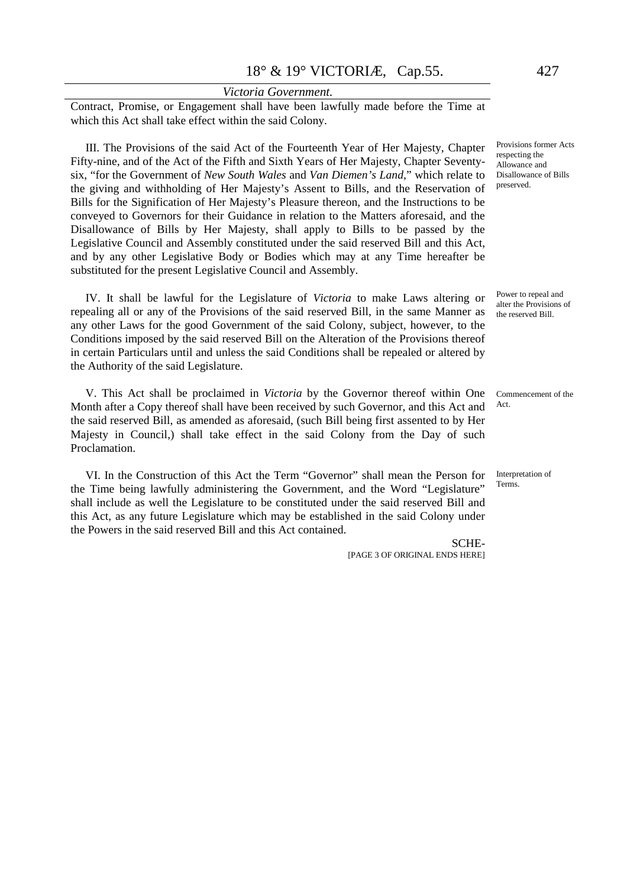Contract, Promise, or Engagement shall have been lawfully made before the Time at which this Act shall take effect within the said Colony.

Provisions former Acts respecting the Allowance and Disallowance of Bills preserved.

III. The Provisions of the said Act of the Fourteenth Year of Her Majesty, Chapter Fifty-nine, and of the Act of the Fifth and Sixth Years of Her Majesty, Chapter Seventy-six, "for the Government of *New South Wales* and *Van Diemen's Land*," which relate to the giving and withholding of Her Majesty's Assent to Bills, and the Reservation of Bills for the Signification of Her Majesty's Pleasure thereon, and the Instructions to be conveyed to Governors for their Guidance in relation to the Matters aforesaid, and the Disallowance of Bills by Her Majesty, shall apply to Bills to be passed by the Legislative Council and Assembly constituted under the said reserved Bill and this Act, and by any other Legislative Body or Bodies which may at any Time hereafter be substituted for the present Legislative Council and Assembly.

Power to repeal and alter the Provisions of the reserved Bill.

IV. It shall be lawful for the Legislature of *Victoria* to make Laws altering or repealing all or any of the Provisions of the said reserved Bill, in the same Manner as any other Laws for the good Government of the said Colony, subject, however, to the Conditions imposed by the said reserved Bill on the Alteration of the Provisions thereof in certain Particulars until and unless the said Conditions shall be repealed or altered by the Authority of the said Legislature.

Commencement of the Act.

V. This Act shall be proclaimed in *Victoria* by the Governor thereof within One Month after a Copy thereof shall have been received by such Governor, and this Act and the said reserved Bill, as amended as aforesaid, (such Bill being first assented to by Her Majesty in Council,) shall take effect in the said Colony from the Day of such Proclamation.

Interpretation of Terms.

VI. In the Construction of this Act the Term "Governor" shall mean the Person for the Time being lawfully administering the Government, and the Word "Legislature" shall include as well the Legislature to be constituted under the said reserved Bill and this Act, as any future Legislature which may be established in the said Colony under the Powers in the said reserved Bill and this Act contained.

SCHE-

[PAGE 3 OF ORIGINAL ENDS HERE]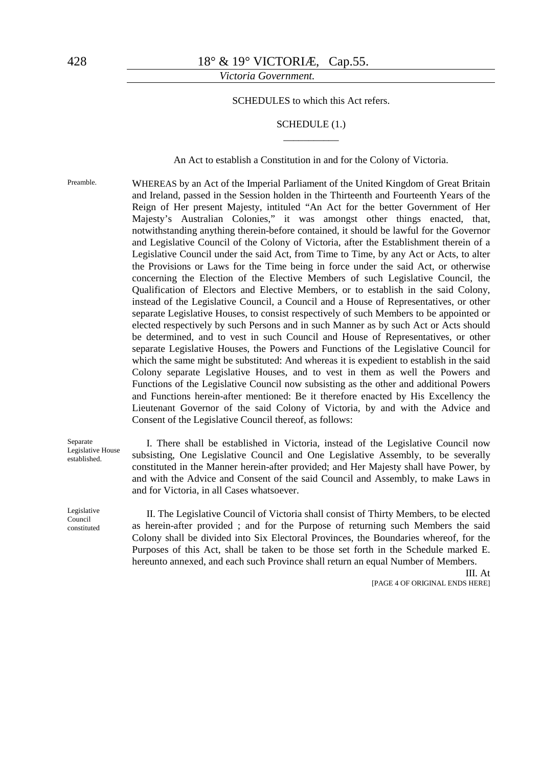SCHEDULES to which this Act refers.

SCHEDULE (1.)

An Act to establish a Constitution in and for the Colony of Victoria.

Preamble.

WHEREAS by an Act of the Imperial Parliament of the United Kingdom of Great Britain and Ireland, passed in the Session holden in the Thirteenth and Fourteenth Years of the Reign of Her present Majesty, intituled "An Act for the better Government of Her Majesty's Australian Colonies," it was amongst other things enacted, that, notwithstanding anything therein-before contained, it should be lawful for the Governor and Legislative Council of the Colony of Victoria, after the Establishment therein of a Legislative Council under the said Act, from Time to Time, by any Act or Acts, to alter the Provisions or Laws for the Time being in force under the said Act, or otherwise concerning the Election of the Elective Members of such Legislative Council, the Qualification of Electors and Elective Members, or to establish in the said Colony, instead of the Legislative Council, a Council and a House of Representatives, or other separate Legislative Houses, to consist respectively of such Members to be appointed or elected respectively by such Persons and in such Manner as by such Act or Acts should be determined, and to vest in such Council and House of Representatives, or other separate Legislative Houses, the Powers and Functions of the Legislative Council for which the same might be substituted: And whereas it is expedient to establish in the said Colony separate Legislative Houses, and to vest in them as well the Powers and Functions of the Legislative Council now subsisting as the other and additional Powers and Functions herein-after mentioned: Be it therefore enacted by His Excellency the Lieutenant Governor of the said Colony of Victoria, by and with the Advice and Consent of the Legislative Council thereof, as follows:

Separate Legislative House established.

I. There shall be established in Victoria, instead of the Legislative Council now subsisting, One Legislative Council and One Legislative Assembly, to be severally constituted in the Manner herein-after provided; and Her Majesty shall have Power, by and with the Advice and Consent of the said Council and Assembly, to make Laws in and for Victoria, in all Cases whatsoever.

Legislative Council constituted

II. The Legislative Council of Victoria shall consist of Thirty Members, to be elected as herein-after provided ; and for the Purpose of returning such Members the said Colony shall be divided into Six Electoral Provinces, the Boundaries whereof, for the Purposes of this Act, shall be taken to be those set forth in the Schedule marked E. hereunto annexed, and each such Province shall return an equal Number of Members.

III. At

[PAGE 4 OF ORIGINAL ENDS HERE]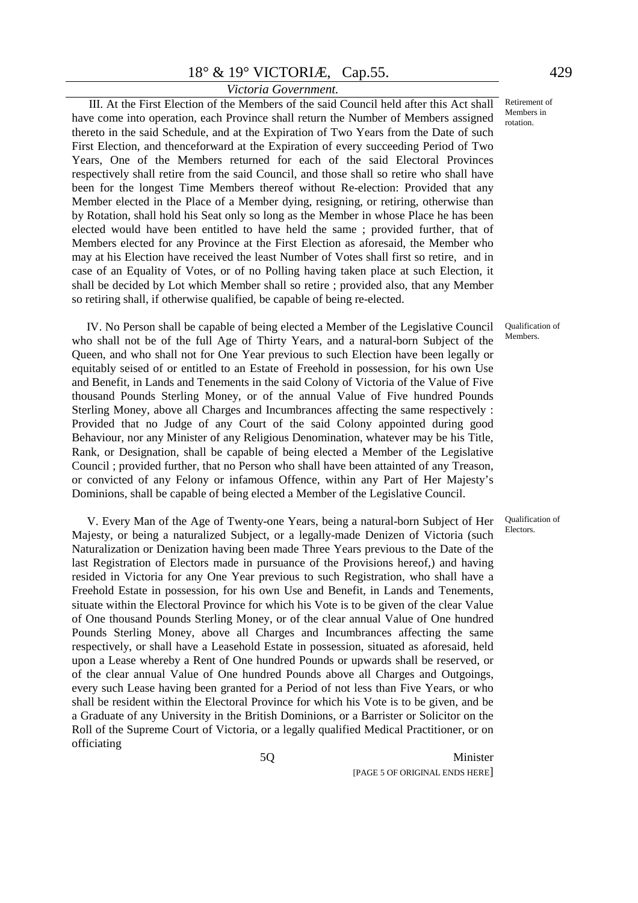*Victoria Government.*

III. At the First Election of the Members of the said Council held after this Act shall have come into operation, each Province shall return the Number of Members assigned thereto in the said Schedule, and at the Expiration of Two Years from the Date of such First Election, and thenceforward at the Expiration of every succeeding Period of Two Years, One of the Members returned for each of the said Electoral Provinces respectively shall retire from the said Council, and those shall so retire who shall have been for the longest Time Members thereof without Re-election: Provided that any Member elected in the Place of a Member dying, resigning, or retiring, otherwise than by Rotation, shall hold his Seat only so long as the Member in whose Place he has been elected would have been entitled to have held the same ; provided further, that of Members elected for any Province at the First Election as aforesaid, the Member who may at his Election have received the least Number of Votes shall first so retire, and in case of an Equality of Votes, or of no Polling having taken place at such Election, it shall be decided by Lot which Member shall so retire ; provided also, that any Member so retiring shall, if otherwise qualified, be capable of being re-elected.

*Retirement of Members in rotation.*

IV. No Person shall be capable of being elected a Member of the Legislative Council who shall not be of the full Age of Thirty Years, and a natural-born Subject of the Queen, and who shall not for One Year previous to such Election have been legally or equitably seised of or entitled to an Estate of Freehold in possession, for his own Use and Benefit, in Lands and Tenements in the said Colony of Victoria of the Value of Five thousand Pounds Sterling Money, or of the annual Value of Five hundred Pounds Sterling Money, above all Charges and Incumbrances affecting the same respectively : Provided that no Judge of any Court of the said Colony appointed during good Behaviour, nor any Minister of any Religious Denomination, whatever may be his Title, Rank, or Designation, shall be capable of being elected a Member of the Legislative Council ; provided further, that no Person who shall have been attainted of any Treason, or convicted of any Felony or infamous Offence, within any Part of Her Majesty's Dominions, shall be capable of being elected a Member of the Legislative Council.

*Qualification of Members.*

V. Every Man of the Age of Twenty-one Years, being a natural-born Subject of Her Majesty, or being a naturalized Subject, or a legally-made Denizen of Victoria (such Naturalization or Denization having been made Three Years previous to the Date of the last Registration of Electors made in pursuance of the Provisions hereof,) and having resided in Victoria for any One Year previous to such Registration, who shall have a Freehold Estate in possession, for his own Use and Benefit, in Lands and Tenements, situate within the Electoral Province for which his Vote is to be given of the clear Value of One thousand Pounds Sterling Money, or of the clear annual Value of One hundred Pounds Sterling Money, above all Charges and Incumbrances affecting the same respectively, or shall have a Leasehold Estate in possession, situated as aforesaid, held upon a Lease whereby a Rent of One hundred Pounds or upwards shall be reserved, or of the clear annual Value of One hundred Pounds above all Charges and Outgoings, every such Lease having been granted for a Period of not less than Five Years, or who shall be resident within the Electoral Province for which his Vote is to be given, and be a Graduate of any University in the British Dominions, or a Barrister or Solicitor on the Roll of the Supreme Court of Victoria, or a legally qualified Medical Practitioner, or on officiating

*Qualification of Electors.*

5Q Minister

[PAGE 5 OF ORIGINAL ENDS HERE]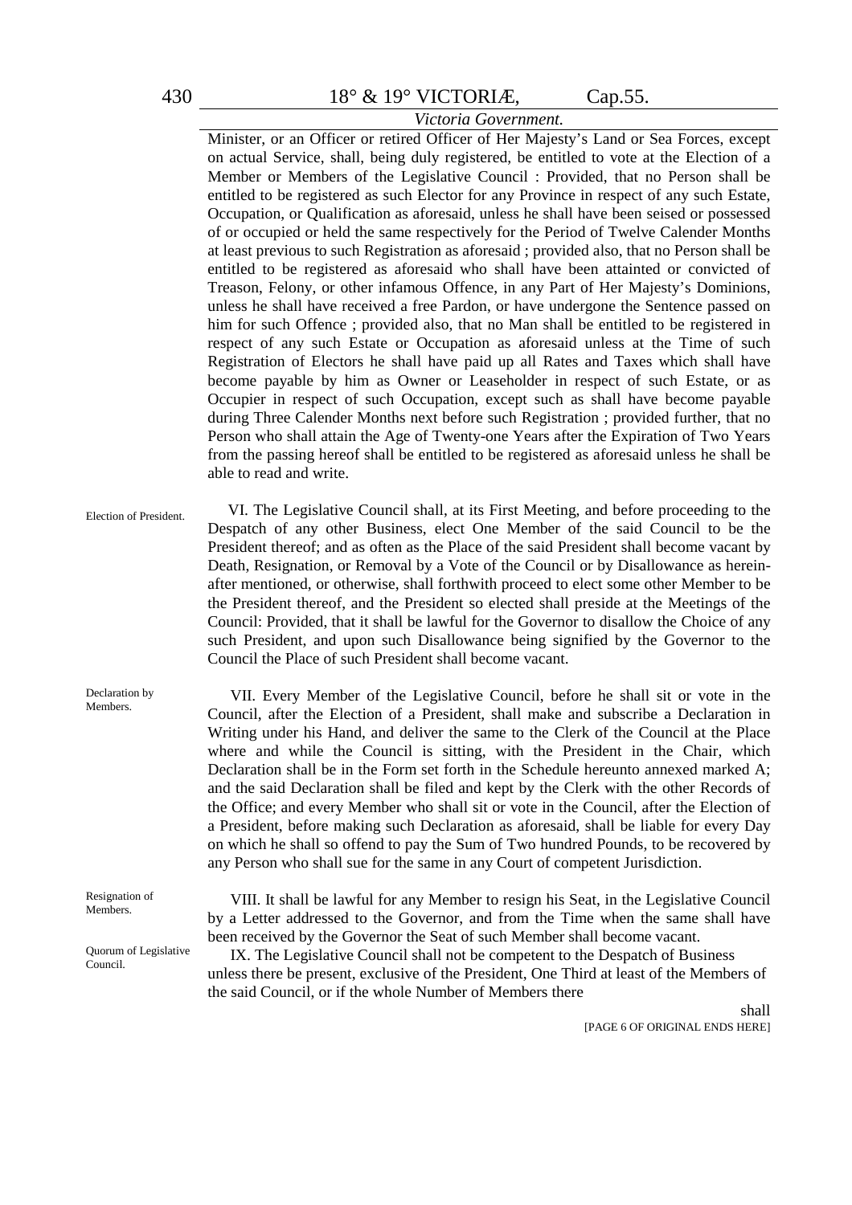Minister, or an Officer or retired Officer of Her Majesty's Land or Sea Forces, except on actual Service, shall, being duly registered, be entitled to vote at the Election of a Member or Members of the Legislative Council : Provided, that no Person shall be entitled to be registered as such Elector for any Province in respect of any such Estate, Occupation, or Qualification as aforesaid, unless he shall have been seised or possessed of or occupied or held the same respectively for the Period of Twelve Calender Months at least previous to such Registration as aforesaid ; provided also, that no Person shall be entitled to be registered as aforesaid who shall have been attainted or convicted of Treason, Felony, or other infamous Offence, in any Part of Her Majesty's Dominions, unless he shall have received a free Pardon, or have undergone the Sentence passed on him for such Offence ; provided also, that no Man shall be entitled to be registered in respect of any such Estate or Occupation as aforesaid unless at the Time of such Registration of Electors he shall have paid up all Rates and Taxes which shall have become payable by him as Owner or Leaseholder in respect of such Estate, or as Occupier in respect of such Occupation, except such as shall have become payable during Three Calender Months next before such Registration ; provided further, that no Person who shall attain the Age of Twenty-one Years after the Expiration of Two Years from the passing hereof shall be entitled to be registered as aforesaid unless he shall be able to read and write.

*Election of President.*

VI. The Legislative Council shall, at its First Meeting, and before proceeding to the Despatch of any other Business, elect One Member of the said Council to be the President thereof; and as often as the Place of the said President shall become vacant by Death, Resignation, or Removal by a Vote of the Council or by Disallowance as herein-after mentioned, or otherwise, shall forthwith proceed to elect some other Member to be the President thereof, and the President so elected shall preside at the Meetings of the Council: Provided, that it shall be lawful for the Governor to disallow the Choice of any such President, and upon such Disallowance being signified by the Governor to the Council the Place of such President shall become vacant.

*Declaration by Members.*

VII. Every Member of the Legislative Council, before he shall sit or vote in the Council, after the Election of a President, shall make and subscribe a Declaration in Writing under his Hand, and deliver the same to the Clerk of the Council at the Place where and while the Council is sitting, with the President in the Chair, which Declaration shall be in the Form set forth in the Schedule hereunto annexed marked A; and the said Declaration shall be filed and kept by the Clerk with the other Records of the Office; and every Member who shall sit or vote in the Council, after the Election of a President, before making such Declaration as aforesaid, shall be liable for every Day on which he shall so offend to pay the Sum of Two hundred Pounds, to be recovered by any Person who shall sue for the same in any Court of competent Jurisdiction.

*Resignation of Members.*

VIII. It shall be lawful for any Member to resign his Seat, in the Legislative Council by a Letter addressed to the Governor, and from the Time when the same shall have been received by the Governor the Seat of such Member shall become vacant.

*Quorum of Legislative Council.*

IX. The Legislative Council shall not be competent to the Despatch of Business unless there be present, exclusive of the President, One Third at least of the Members of the said Council, or if the whole Number of Members there

shall

[PAGE 6 OF ORIGINAL ENDS HERE]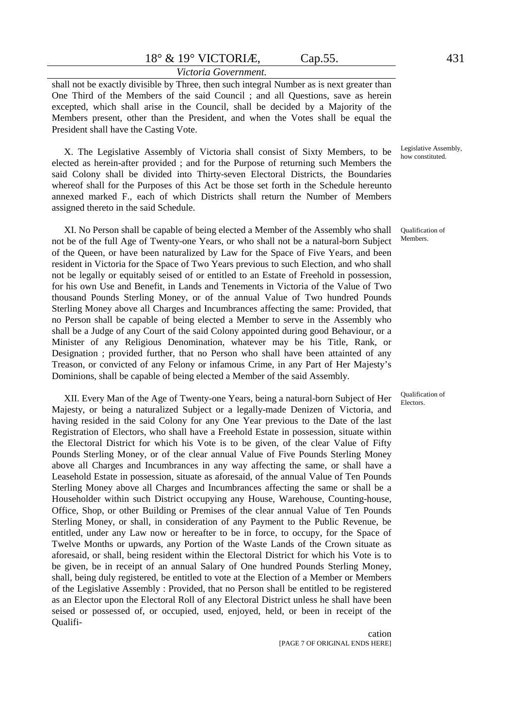shall not be exactly divisible by Three, then such integral Number as is next greater than One Third of the Members of the said Council ; and all Questions, save as herein excepted, which shall arise in the Council, shall be decided by a Majority of the Members present, other than the President, and when the Votes shall be equal the President shall have the Casting Vote.

*Legislative Assembly, how constituted.*

X. The Legislative Assembly of Victoria shall consist of Sixty Members, to be elected as herein-after provided ; and for the Purpose of returning such Members the said Colony shall be divided into Thirty-seven Electoral Districts, the Boundaries whereof shall for the Purposes of this Act be those set forth in the Schedule hereunto annexed marked F., each of which Districts shall return the Number of Members assigned thereto in the said Schedule.

*Qualification of Members.*

XI. No Person shall be capable of being elected a Member of the Assembly who shall not be of the full Age of Twenty-one Years, or who shall not be a natural-born Subject of the Queen, or have been naturalized by Law for the Space of Five Years, and been resident in Victoria for the Space of Two Years previous to such Election, and who shall not be legally or equitably seised of or entitled to an Estate of Freehold in possession, for his own Use and Benefit, in Lands and Tenements in Victoria of the Value of Two thousand Pounds Sterling Money, or of the annual Value of Two hundred Pounds Sterling Money above all Charges and Incumbrances affecting the same: Provided, that no Person shall be capable of being elected a Member to serve in the Assembly who shall be a Judge of any Court of the said Colony appointed during good Behaviour, or a Minister of any Religious Denomination, whatever may be his Title, Rank, or Designation ; provided further, that no Person who shall have been attainted of any Treason, or convicted of any Felony or infamous Crime, in any Part of Her Majesty's Dominions, shall be capable of being elected a Member of the said Assembly.

*Qualification of Electors.*

XII. Every Man of the Age of Twenty-one Years, being a natural-born Subject of Her Majesty, or being a naturalized Subject or a legally-made Denizen of Victoria, and having resided in the said Colony for any One Year previous to the Date of the last Registration of Electors, who shall have a Freehold Estate in possession, situate within the Electoral District for which his Vote is to be given, of the clear Value of Fifty Pounds Sterling Money, or of the clear annual Value of Five Pounds Sterling Money above all Charges and Incumbrances in any way affecting the same, or shall have a Leasehold Estate in possession, situate as aforesaid, of the annual Value of Ten Pounds Sterling Money above all Charges and Incumbrances affecting the same or shall be a Householder within such District occupying any House, Warehouse, Counting-house, Office, Shop, or other Building or Premises of the clear annual Value of Ten Pounds Sterling Money, or shall, in consideration of any Payment to the Public Revenue, be entitled, under any Law now or hereafter to be in force, to occupy, for the Space of Twelve Months or upwards, any Portion of the Waste Lands of the Crown situate as aforesaid, or shall, being resident within the Electoral District for which his Vote is to be given, be in receipt of an annual Salary of One hundred Pounds Sterling Money, shall, being duly registered, be entitled to vote at the Election of a Member or Members of the Legislative Assembly : Provided, that no Person shall be entitled to be registered as an Elector upon the Electoral Roll of any Electoral District unless he shall have been seised or possessed of, or occupied, used, enjoyed, held, or been in receipt of the Qualifi-

cation

[PAGE 7 OF ORIGINAL ENDS HERE]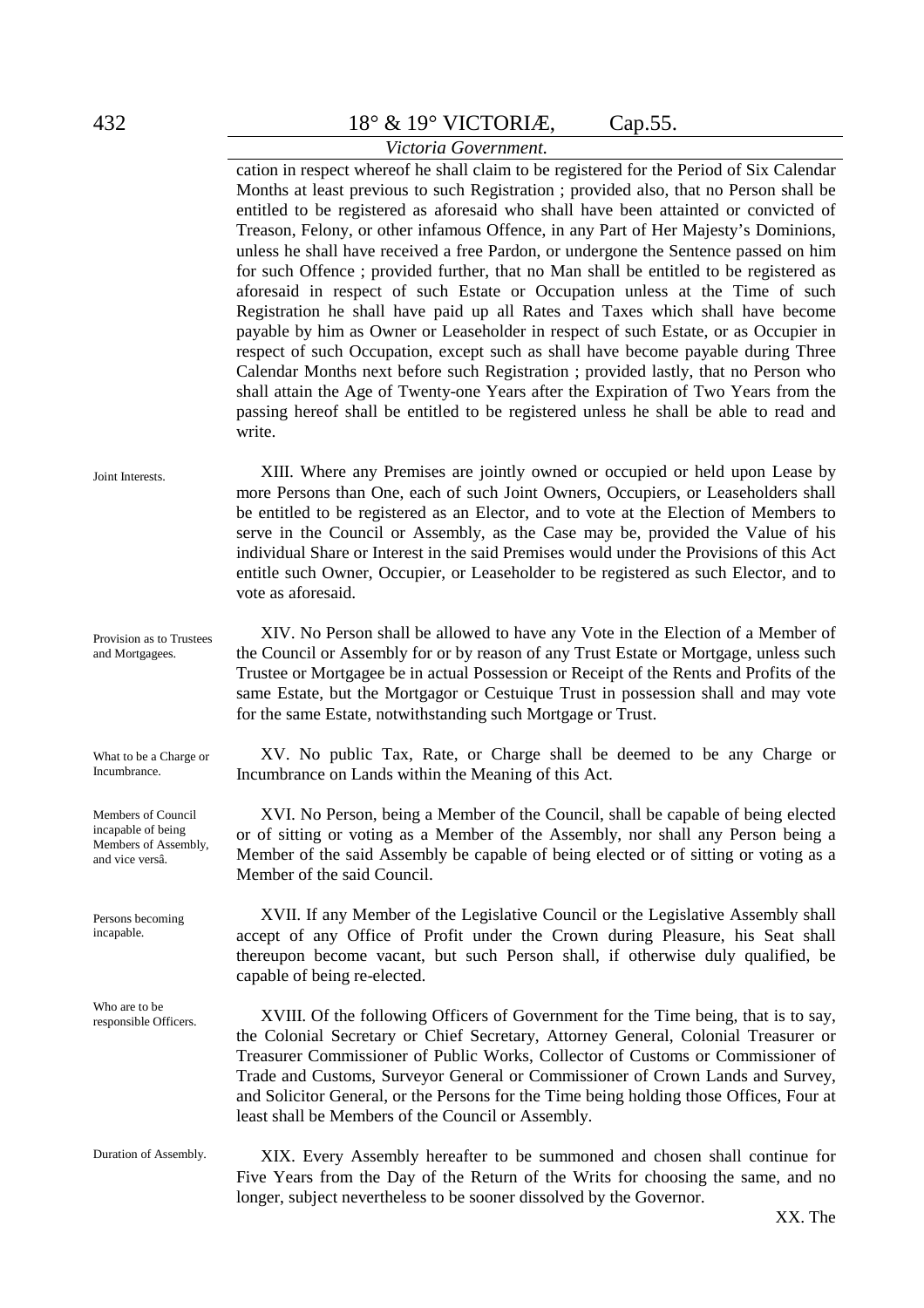cation in respect whereof he shall claim to be registered for the Period of Six Calendar Months at least previous to such Registration ; provided also, that no Person shall be entitled to be registered as aforesaid who shall have been attainted or convicted of Treason, Felony, or other infamous Offence, in any Part of Her Majesty's Dominions, unless he shall have received a free Pardon, or undergone the Sentence passed on him for such Offence ; provided further, that no Man shall be entitled to be registered as aforesaid in respect of such Estate or Occupation unless at the Time of such Registration he shall have paid up all Rates and Taxes which shall have become payable by him as Owner or Leaseholder in respect of such Estate, or as Occupier in respect of such Occupation, except such as shall have become payable during Three Calendar Months next before such Registration ; provided lastly, that no Person who shall attain the Age of Twenty-one Years after the Expiration of Two Years from the passing hereof shall be entitled to be registered unless he shall be able to read and write.

*Joint Interests.*

XIII. Where any Premises are jointly owned or occupied or held upon Lease by more Persons than One, each of such Joint Owners, Occupiers, or Leaseholders shall be entitled to be registered as an Elector, and to vote at the Election of Members to serve in the Council or Assembly, as the Case may be, provided the Value of his individual Share or Interest in the said Premises would under the Provisions of this Act entitle such Owner, Occupier, or Leaseholder to be registered as such Elector, and to vote as aforesaid.

*Provision as to Trustees and Mortgagees.*

XIV. No Person shall be allowed to have any Vote in the Election of a Member of the Council or Assembly for or by reason of any Trust Estate or Mortgage, unless such Trustee or Mortgagee be in actual Possession or Receipt of the Rents and Profits of the same Estate, but the Mortgagor or Cestuique Trust in possession shall and may vote for the same Estate, notwithstanding such Mortgage or Trust.

*What to be a Charge or Incumbrance.*

XV. No public Tax, Rate, or Charge shall be deemed to be any Charge or Incumbrance on Lands within the Meaning of this Act.

*Members of Council incapable of being Members of Assembly, and vice versâ.*

XVI. No Person, being a Member of the Council, shall be capable of being elected or of sitting or voting as a Member of the Assembly, nor shall any Person being a Member of the said Assembly be capable of being elected or of sitting or voting as a Member of the said Council.

*Persons becoming incapable.*

XVII. If any Member of the Legislative Council or the Legislative Assembly shall accept of any Office of Profit under the Crown during Pleasure, his Seat shall thereupon become vacant, but such Person shall, if otherwise duly qualified, be capable of being re-elected.

*Who are to be responsible Officers.*

XVIII. Of the following Officers of Government for the Time being, that is to say, the Colonial Secretary or Chief Secretary, Attorney General, Colonial Treasurer or Treasurer Commissioner of Public Works, Collector of Customs or Commissioner of Trade and Customs, Surveyor General or Commissioner of Crown Lands and Survey, and Solicitor General, or the Persons for the Time being holding those Offices, Four at least shall be Members of the Council or Assembly.

*Duration of Assembly.*

XIX. Every Assembly hereafter to be summoned and chosen shall continue for Five Years from the Day of the Return of the Writs for choosing the same, and no longer, subject nevertheless to be sooner dissolved by the Governor.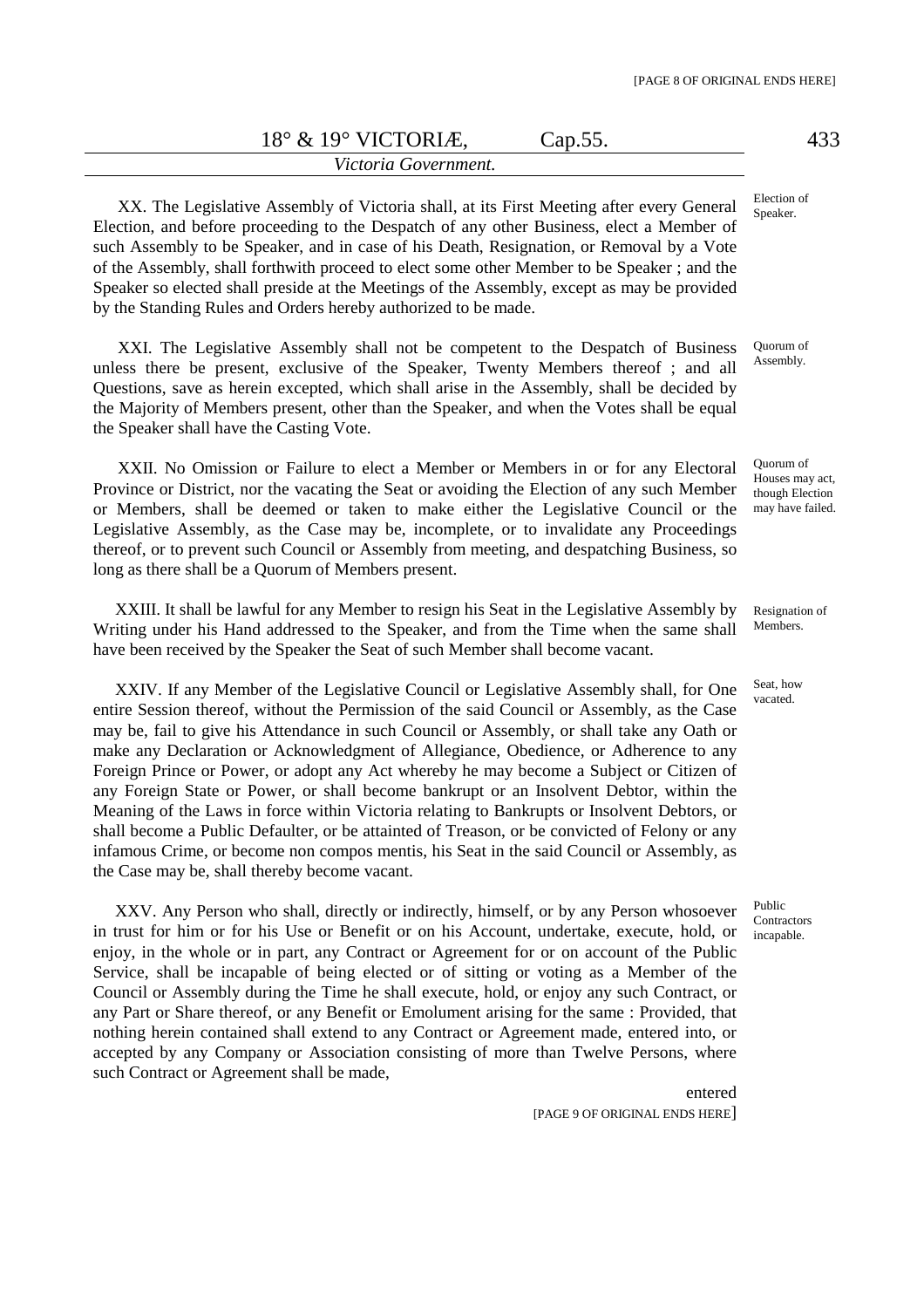XX. The Legislative Assembly of Victoria shall, at its First Meeting after every General Election, and before proceeding to the Despatch of any other Business, elect a Member of such Assembly to be Speaker, and in case of his Death, Resignation, or Removal by a Vote of the Assembly, shall forthwith proceed to elect some other Member to be Speaker ; and the Speaker so elected shall preside at the Meetings of the Assembly, except as may be provided by the Standing Rules and Orders hereby authorized to be made.

*Election of Speaker.*

XXI. The Legislative Assembly shall not be competent to the Despatch of Business unless there be present, exclusive of the Speaker, Twenty Members thereof ; and all Questions, save as herein excepted, which shall arise in the Assembly, shall be decided by the Majority of Members present, other than the Speaker, and when the Votes shall be equal the Speaker shall have the Casting Vote.

*Quorum of Assembly.*

XXII. No Omission or Failure to elect a Member or Members in or for any Electoral Province or District, nor the vacating the Seat or avoiding the Election of any such Member or Members, shall be deemed or taken to make either the Legislative Council or the Legislative Assembly, as the Case may be, incomplete, or to invalidate any Proceedings thereof, or to prevent such Council or Assembly from meeting, and despatching Business, so long as there shall be a Quorum of Members present.

*Quorum of Houses may act, though Election may have failed.*

XXIII. It shall be lawful for any Member to resign his Seat in the Legislative Assembly by Writing under his Hand addressed to the Speaker, and from the Time when the same shall have been received by the Speaker the Seat of such Member shall become vacant.

*Resignation of Members.*

XXIV. If any Member of the Legislative Council or Legislative Assembly shall, for One entire Session thereof, without the Permission of the said Council or Assembly, as the Case may be, fail to give his Attendance in such Council or Assembly, or shall take any Oath or make any Declaration or Acknowledgment of Allegiance, Obedience, or Adherence to any Foreign Prince or Power, or adopt any Act whereby he may become a Subject or Citizen of any Foreign State or Power, or shall become bankrupt or an Insolvent Debtor, within the Meaning of the Laws in force within Victoria relating to Bankrupts or Insolvent Debtors, or shall become a Public Defaulter, or be attainted of Treason, or be convicted of Felony or any infamous Crime, or become non compos mentis, his Seat in the said Council or Assembly, as the Case may be, shall thereby become vacant.

*Seat, how vacated.*

XXV. Any Person who shall, directly or indirectly, himself, or by any Person whosoever in trust for him or for his Use or Benefit or on his Account, undertake, execute, hold, or enjoy, in the whole or in part, any Contract or Agreement for or on account of the Public Service, shall be incapable of being elected or of sitting or voting as a Member of the Council or Assembly during the Time he shall execute, hold, or enjoy any such Contract, or any Part or Share thereof, or any Benefit or Emolument arising for the same : Provided, that nothing herein contained shall extend to any Contract or Agreement made, entered into, or accepted by any Company or Association consisting of more than Twelve Persons, where such Contract or Agreement shall be made,

*Public Contractors incapable.*

entered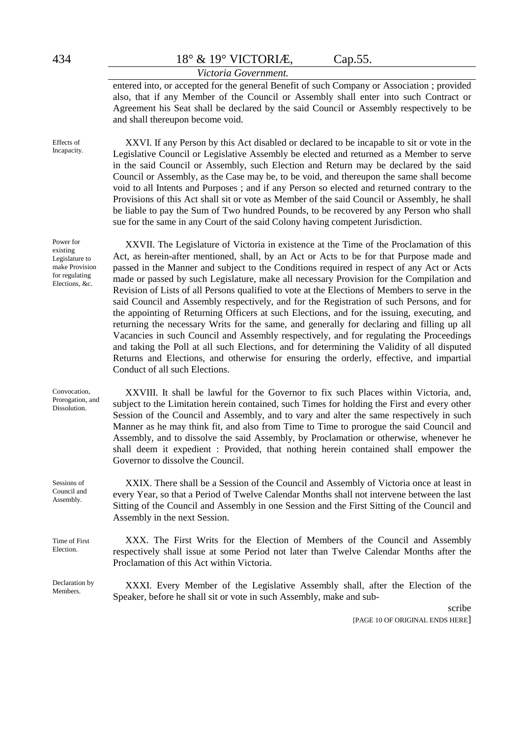entered into, or accepted for the general Benefit of such Company or Association ; provided also, that if any Member of the Council or Assembly shall enter into such Contract or Agreement his Seat shall be declared by the said Council or Assembly respectively to be and shall thereupon become void.

*Effects of Incapacity.*

XXVI. If any Person by this Act disabled or declared to be incapable to sit or vote in the Legislative Council or Legislative Assembly be elected and returned as a Member to serve in the said Council or Assembly, such Election and Return may be declared by the said Council or Assembly, as the Case may be, to be void, and thereupon the same shall become void to all Intents and Purposes ; and if any Person so elected and returned contrary to the Provisions of this Act shall sit or vote as Member of the said Council or Assembly, he shall be liable to pay the Sum of Two hundred Pounds, to be recovered by any Person who shall sue for the same in any Court of the said Colony having competent Jurisdiction.

*Power for existing Legislature to make Provision for regulating Elections, &c.*

XXVII. The Legislature of Victoria in existence at the Time of the Proclamation of this Act, as herein-after mentioned, shall, by an Act or Acts to be for that Purpose made and passed in the Manner and subject to the Conditions required in respect of any Act or Acts made or passed by such Legislature, make all necessary Provision for the Compilation and Revision of Lists of all Persons qualified to vote at the Elections of Members to serve in the said Council and Assembly respectively, and for the Registration of such Persons, and for the appointing of Returning Officers at such Elections, and for the issuing, executing, and returning the necessary Writs for the same, and generally for declaring and filling up all Vacancies in such Council and Assembly respectively, and for regulating the Proceedings and taking the Poll at all such Elections, and for determining the Validity of all disputed Returns and Elections, and otherwise for ensuring the orderly, effective, and impartial Conduct of all such Elections.

*Convocation, Prorogation, and Dissolution.*

XXVIII. It shall be lawful for the Governor to fix such Places within Victoria, and, subject to the Limitation herein contained, such Times for holding the First and every other Session of the Council and Assembly, and to vary and alter the same respectively in such Manner as he may think fit, and also from Time to Time to prorogue the said Council and Assembly, and to dissolve the said Assembly, by Proclamation or otherwise, whenever he shall deem it expedient : Provided, that nothing herein contained shall empower the Governor to dissolve the Council.

*Sessions of Council and Assembly.*

XXIX. There shall be a Session of the Council and Assembly of Victoria once at least in every Year, so that a Period of Twelve Calendar Months shall not intervene between the last Sitting of the Council and Assembly in one Session and the First Sitting of the Council and Assembly in the next Session.

*Time of First Election.*

XXX. The First Writs for the Election of Members of the Council and Assembly respectively shall issue at some Period not later than Twelve Calendar Months after the Proclamation of this Act within Victoria.

*Declaration by Members.*

XXXI. Every Member of the Legislative Assembly shall, after the Election of the Speaker, before he shall sit or vote in such Assembly, make and sub-

scribe

[PAGE 10 OF ORIGINAL ENDS HERE]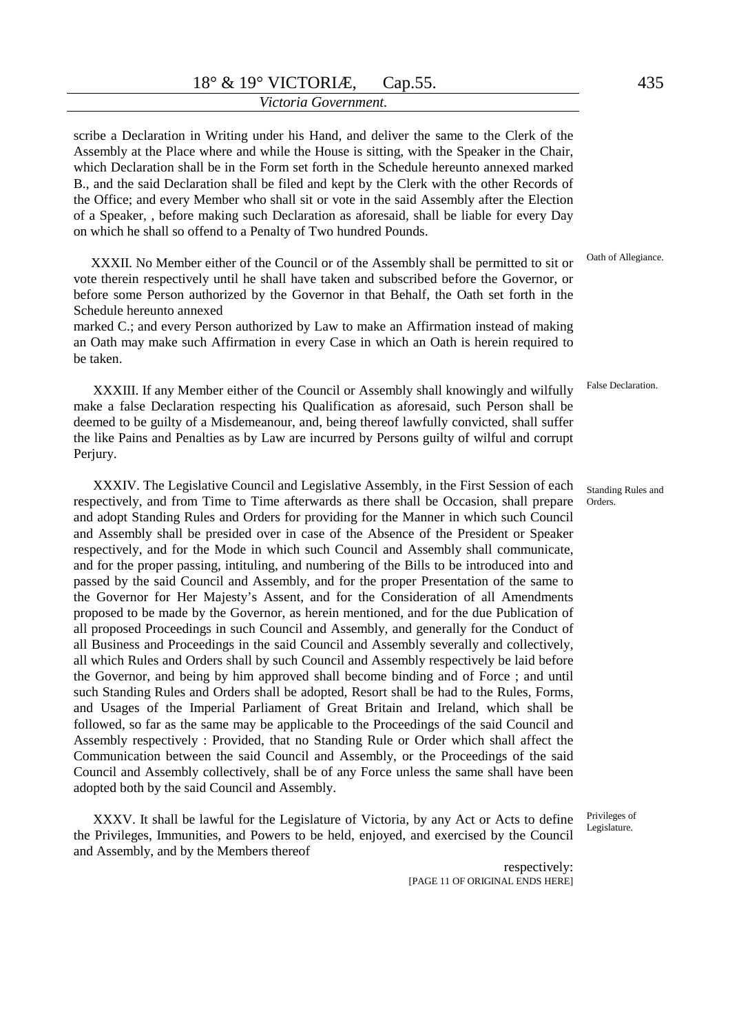scribe a Declaration in Writing under his Hand, and deliver the same to the Clerk of the Assembly at the Place where and while the House is sitting, with the Speaker in the Chair, which Declaration shall be in the Form set forth in the Schedule hereunto annexed marked B., and the said Declaration shall be filed and kept by the Clerk with the other Records of the Office; and every Member who shall sit or vote in the said Assembly after the Election of a Speaker, , before making such Declaration as aforesaid, shall be liable for every Day on which he shall so offend to a Penalty of Two hundred Pounds.

*Oath of Allegiance.*

XXXII. No Member either of the Council or of the Assembly shall be permitted to sit or vote therein respectively until he shall have taken and subscribed before the Governor, or before some Person authorized by the Governor in that Behalf, the Oath set forth in the Schedule hereunto annexed marked C.; and every Person authorized by Law to make an Affirmation instead of making an Oath may make such Affirmation in every Case in which an Oath is herein required to be taken.

*False Declaration.*

XXXIII. If any Member either of the Council or Assembly shall knowingly and wilfully make a false Declaration respecting his Qualification as aforesaid, such Person shall be deemed to be guilty of a Misdemeanour, and, being thereof lawfully convicted, shall suffer the like Pains and Penalties as by Law are incurred by Persons guilty of wilful and corrupt Perjury.

*Standing Rules and Orders.*

XXXIV. The Legislative Council and Legislative Assembly, in the First Session of each respectively, and from Time to Time afterwards as there shall be Occasion, shall prepare and adopt Standing Rules and Orders for providing for the Manner in which such Council and Assembly shall be presided over in case of the Absence of the President or Speaker respectively, and for the Mode in which such Council and Assembly shall communicate, and for the proper passing, intituling, and numbering of the Bills to be introduced into and passed by the said Council and Assembly, and for the proper Presentation of the same to the Governor for Her Majesty's Assent, and for the Consideration of all Amendments proposed to be made by the Governor, as herein mentioned, and for the due Publication of all proposed Proceedings in such Council and Assembly, and generally for the Conduct of all Business and Proceedings in the said Council and Assembly severally and collectively, all which Rules and Orders shall by such Council and Assembly respectively be laid before the Governor, and being by him approved shall become binding and of Force ; and until such Standing Rules and Orders shall be adopted, Resort shall be had to the Rules, Forms, and Usages of the Imperial Parliament of Great Britain and Ireland, which shall be followed, so far as the same may be applicable to the Proceedings of the said Council and Assembly respectively : Provided, that no Standing Rule or Order which shall affect the Communication between the said Council and Assembly, or the Proceedings of the said Council and Assembly collectively, shall be of any Force unless the same shall have been adopted both by the said Council and Assembly.

*Privileges of Legislature.*

XXXV. It shall be lawful for the Legislature of Victoria, by any Act or Acts to define the Privileges, Immunities, and Powers to be held, enjoyed, and exercised by the Council and Assembly, and by the Members thereof respectively:

[PAGE 11 OF ORIGINAL ENDS HERE]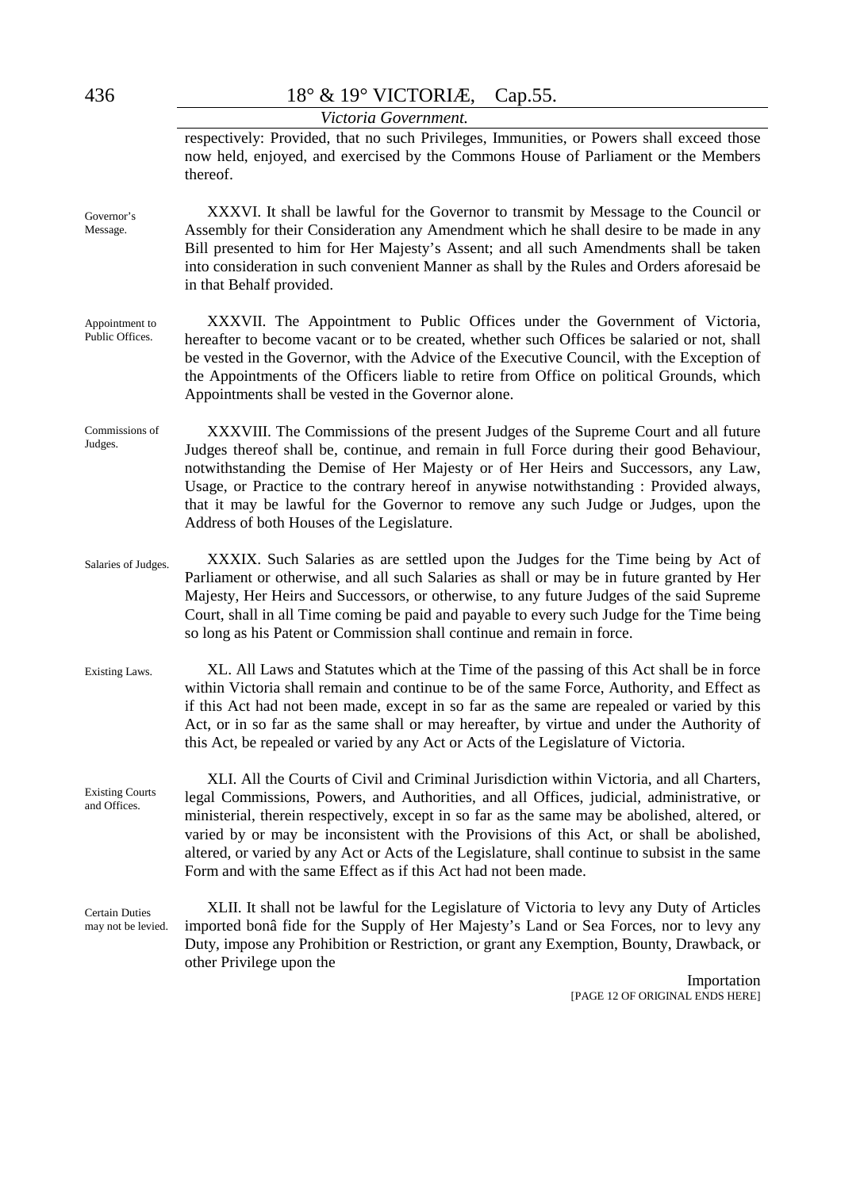respectively: Provided, that no such Privileges, Immunities, or Powers shall exceed those now held, enjoyed, and exercised by the Commons House of Parliament or the Members thereof.

Governor's Message.

XXXVI. It shall be lawful for the Governor to transmit by Message to the Council or Assembly for their Consideration any Amendment which he shall desire to be made in any Bill presented to him for Her Majesty's Assent; and all such Amendments shall be taken into consideration in such convenient Manner as shall by the Rules and Orders aforesaid be in that Behalf provided.

Appointment to Public Offices.

XXXVII. The Appointment to Public Offices under the Government of Victoria, hereafter to become vacant or to be created, whether such Offices be salaried or not, shall be vested in the Governor, with the Advice of the Executive Council, with the Exception of the Appointments of the Officers liable to retire from Office on political Grounds, which Appointments shall be vested in the Governor alone.

Commissions of Judges.

XXXVIII. The Commissions of the present Judges of the Supreme Court and all future Judges thereof shall be, continue, and remain in full Force during their good Behaviour, notwithstanding the Demise of Her Majesty or of Her Heirs and Successors, any Law, Usage, or Practice to the contrary hereof in anywise notwithstanding : Provided always, that it may be lawful for the Governor to remove any such Judge or Judges, upon the Address of both Houses of the Legislature.

Salaries of Judges.

XXXIX. Such Salaries as are settled upon the Judges for the Time being by Act of Parliament or otherwise, and all such Salaries as shall or may be in future granted by Her Majesty, Her Heirs and Successors, or otherwise, to any future Judges of the said Supreme Court, shall in all Time coming be paid and payable to every such Judge for the Time being so long as his Patent or Commission shall continue and remain in force.

Existing Laws.

XL. All Laws and Statutes which at the Time of the passing of this Act shall be in force within Victoria shall remain and continue to be of the same Force, Authority, and Effect as if this Act had not been made, except in so far as the same are repealed or varied by this Act, or in so far as the same shall or may hereafter, by virtue and under the Authority of this Act, be repealed or varied by any Act or Acts of the Legislature of Victoria.

Existing Courts and Offices.

XLI. All the Courts of Civil and Criminal Jurisdiction within Victoria, and all Charters, legal Commissions, Powers, and Authorities, and all Offices, judicial, administrative, or ministerial, therein respectively, except in so far as the same may be abolished, altered, or varied by or may be inconsistent with the Provisions of this Act, or shall be abolished, altered, or varied by any Act or Acts of the Legislature, shall continue to subsist in the same Form and with the same Effect as if this Act had not been made.

Certain Duties may not be levied.

XLII. It shall not be lawful for the Legislature of Victoria to levy any Duty of Articles imported bonâ fide for the Supply of Her Majesty's Land or Sea Forces, nor to levy any Duty, impose any Prohibition or Restriction, or grant any Exemption, Bounty, Drawback, or other Privilege upon the

Importation

[PAGE 12 OF ORIGINAL ENDS HERE]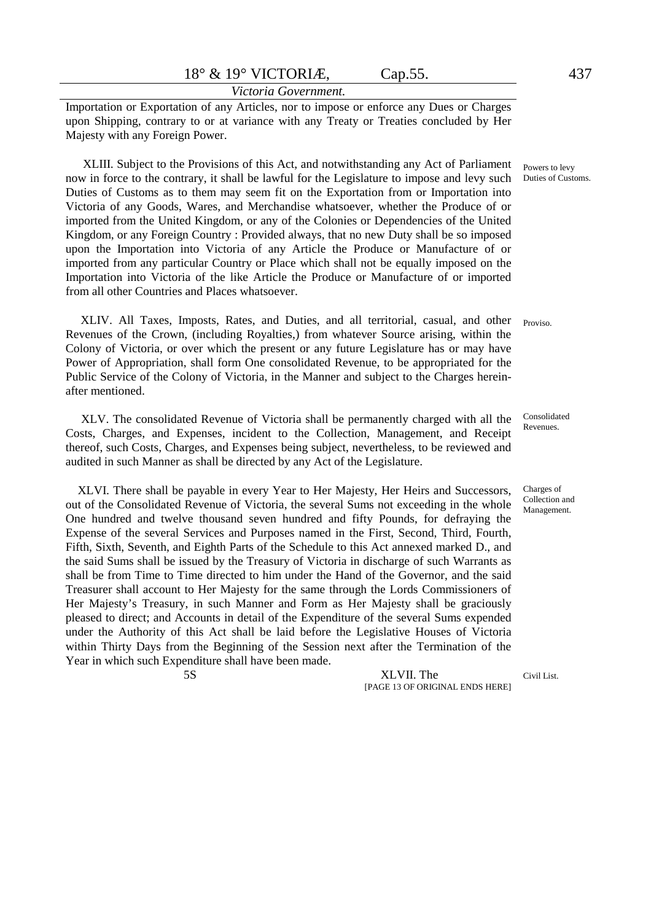Importation or Exportation of any Articles, nor to impose or enforce any Dues or Charges upon Shipping, contrary to or at variance with any Treaty or Treaties concluded by Her Majesty with any Foreign Power.

*Powers to levy Duties of Customs.*

XLIII. Subject to the Provisions of this Act, and notwithstanding any Act of Parliament now in force to the contrary, it shall be lawful for the Legislature to impose and levy such Duties of Customs as to them may seem fit on the Exportation from or Importation into Victoria of any Goods, Wares, and Merchandise whatsoever, whether the Produce of or imported from the United Kingdom, or any of the Colonies or Dependencies of the United Kingdom, or any Foreign Country : Provided always, that no new Duty shall be so imposed upon the Importation into Victoria of any Article the Produce or Manufacture of or imported from any particular Country or Place which shall not be equally imposed on the Importation into Victoria of the like Article the Produce or Manufacture of or imported from all other Countries and Places whatsoever.

*Proviso.*

XLIV. All Taxes, Imposts, Rates, and Duties, and all territorial, casual, and other Revenues of the Crown, (including Royalties,) from whatever Source arising, within the Colony of Victoria, or over which the present or any future Legislature has or may have Power of Appropriation, shall form One consolidated Revenue, to be appropriated for the Public Service of the Colony of Victoria, in the Manner and subject to the Charges herein-after mentioned.

*Consolidated Revenues.*

XLV. The consolidated Revenue of Victoria shall be permanently charged with all the Costs, Charges, and Expenses, incident to the Collection, Management, and Receipt thereof, such Costs, Charges, and Expenses being subject, nevertheless, to be reviewed and audited in such Manner as shall be directed by any Act of the Legislature.

*Charges of Collection and Management.*

XLVI. There shall be payable in every Year to Her Majesty, Her Heirs and Successors, out of the Consolidated Revenue of Victoria, the several Sums not exceeding in the whole One hundred and twelve thousand seven hundred and fifty Pounds, for defraying the Expense of the several Services and Purposes named in the First, Second, Third, Fourth, Fifth, Sixth, Seventh, and Eighth Parts of the Schedule to this Act annexed marked D., and the said Sums shall be issued by the Treasury of Victoria in discharge of such Warrants as shall be from Time to Time directed to him under the Hand of the Governor, and the said Treasurer shall account to Her Majesty for the same through the Lords Commissioners of Her Majesty's Treasury, in such Manner and Form as Her Majesty shall be graciously pleased to direct; and Accounts in detail of the Expenditure of the several Sums expended under the Authority of this Act shall be laid before the Legislative Houses of Victoria within Thirty Days from the Beginning of the Session next after the Termination of the Year in which such Expenditure shall have been made.

*Civil List.*

5S XLVII. The

[PAGE 13 OF ORIGINAL ENDS HERE]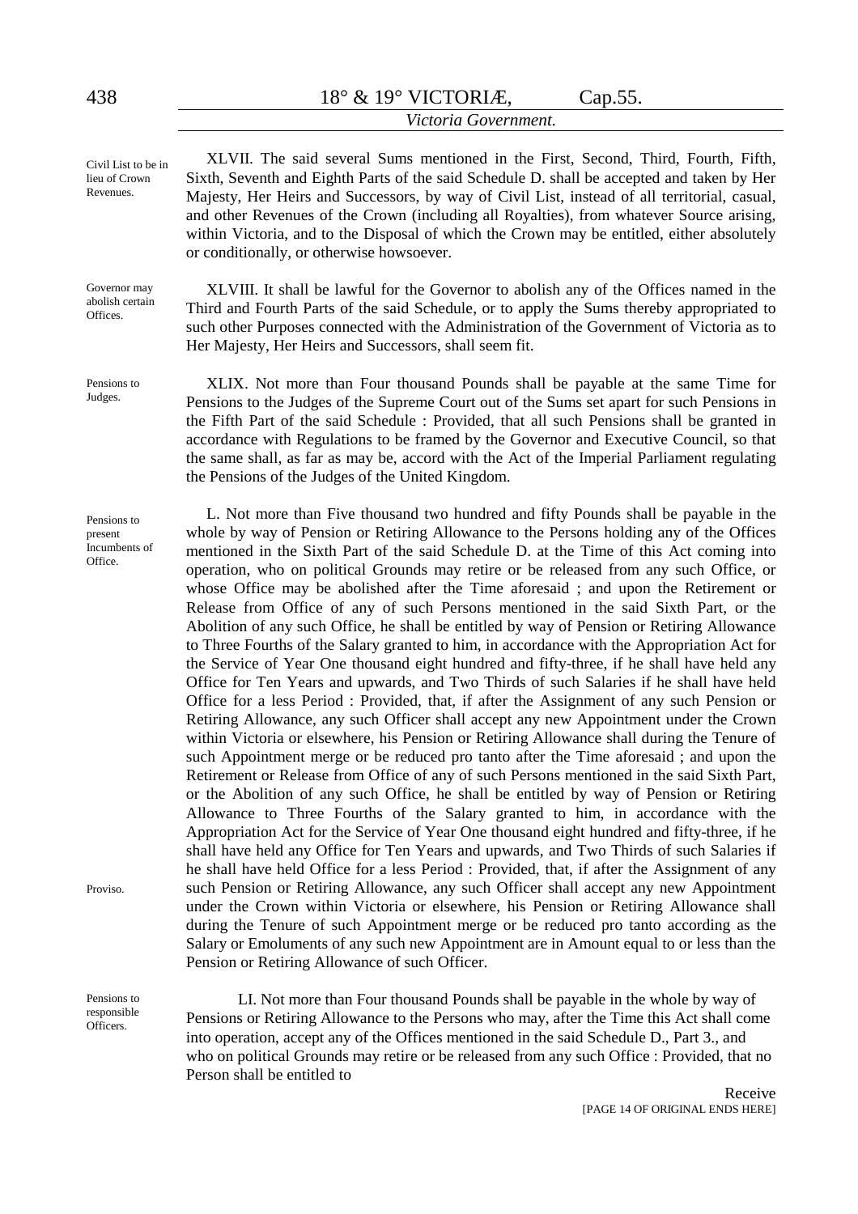Civil List to be in lieu of Crown Revenues.

XLVII. The said several Sums mentioned in the First, Second, Third, Fourth, Fifth, Sixth, Seventh and Eighth Parts of the said Schedule D. shall be accepted and taken by Her Majesty, Her Heirs and Successors, by way of Civil List, instead of all territorial, casual, and other Revenues of the Crown (including all Royalties), from whatever Source arising, within Victoria, and to the Disposal of which the Crown may be entitled, either absolutely or conditionally, or otherwise howsoever.

Governor may abolish certain Offices.

XLVIII. It shall be lawful for the Governor to abolish any of the Offices named in the Third and Fourth Parts of the said Schedule, or to apply the Sums thereby appropriated to such other Purposes connected with the Administration of the Government of Victoria as to Her Majesty, Her Heirs and Successors, shall seem fit.

Pensions to Judges.

XLIX. Not more than Four thousand Pounds shall be payable at the same Time for Pensions to the Judges of the Supreme Court out of the Sums set apart for such Pensions in the Fifth Part of the said Schedule : Provided, that all such Pensions shall be granted in accordance with Regulations to be framed by the Governor and Executive Council, so that the same shall, as far as may be, accord with the Act of the Imperial Parliament regulating the Pensions of the Judges of the United Kingdom.

Pensions to present Incumbents of Office.

L. Not more than Five thousand two hundred and fifty Pounds shall be payable in the whole by way of Pension or Retiring Allowance to the Persons holding any of the Offices mentioned in the Sixth Part of the said Schedule D. at the Time of this Act coming into operation, who on political Grounds may retire or be released from any such Office, or whose Office may be abolished after the Time aforesaid ; and upon the Retirement or Release from Office of any of such Persons mentioned in the said Sixth Part, or the Abolition of any such Office, he shall be entitled by way of Pension or Retiring Allowance to Three Fourths of the Salary granted to him, in accordance with the Appropriation Act for the Service of Year One thousand eight hundred and fifty-three, if he shall have held any Office for Ten Years and upwards, and Two Thirds of such Salaries if he shall have held Office for a less Period : Provided, that, if after the Assignment of any such Pension or Retiring Allowance, any such Officer shall accept any new Appointment under the Crown within Victoria or elsewhere, his Pension or Retiring Allowance shall during the Tenure of such Appointment merge or be reduced pro tanto after the Time aforesaid ; and upon the Retirement or Release from Office of any of such Persons mentioned in the said Sixth Part, or the Abolition of any such Office, he shall be entitled by way of Pension or Retiring Allowance to Three Fourths of the Salary granted to him, in accordance with the Appropriation Act for the Service of Year One thousand eight hundred and fifty-three, if he shall have held any Office for Ten Years and upwards, and Two Thirds of such Salaries if he shall have held Office for a less Period : Provided, that, if after the Assignment of any such Pension or Retiring Allowance, any such Officer shall accept any new Appointment under the Crown within Victoria or elsewhere, his Pension or Retiring Allowance shall during the Tenure of such Appointment merge or be reduced pro tanto according as the Salary or Emoluments of any such new Appointment are in Amount equal to or less than the Pension or Retiring Allowance of such Officer.

Proviso.

Pensions to responsible Officers.

LI. Not more than Four thousand Pounds shall be payable in the whole by way of Pensions or Retiring Allowance to the Persons who may, after the Time this Act shall come into operation, accept any of the Offices mentioned in the said Schedule D., Part 3., and who on political Grounds may retire or be released from any such Office : Provided, that no Person shall be entitled to

Receive

[PAGE 14 OF ORIGINAL ENDS HERE]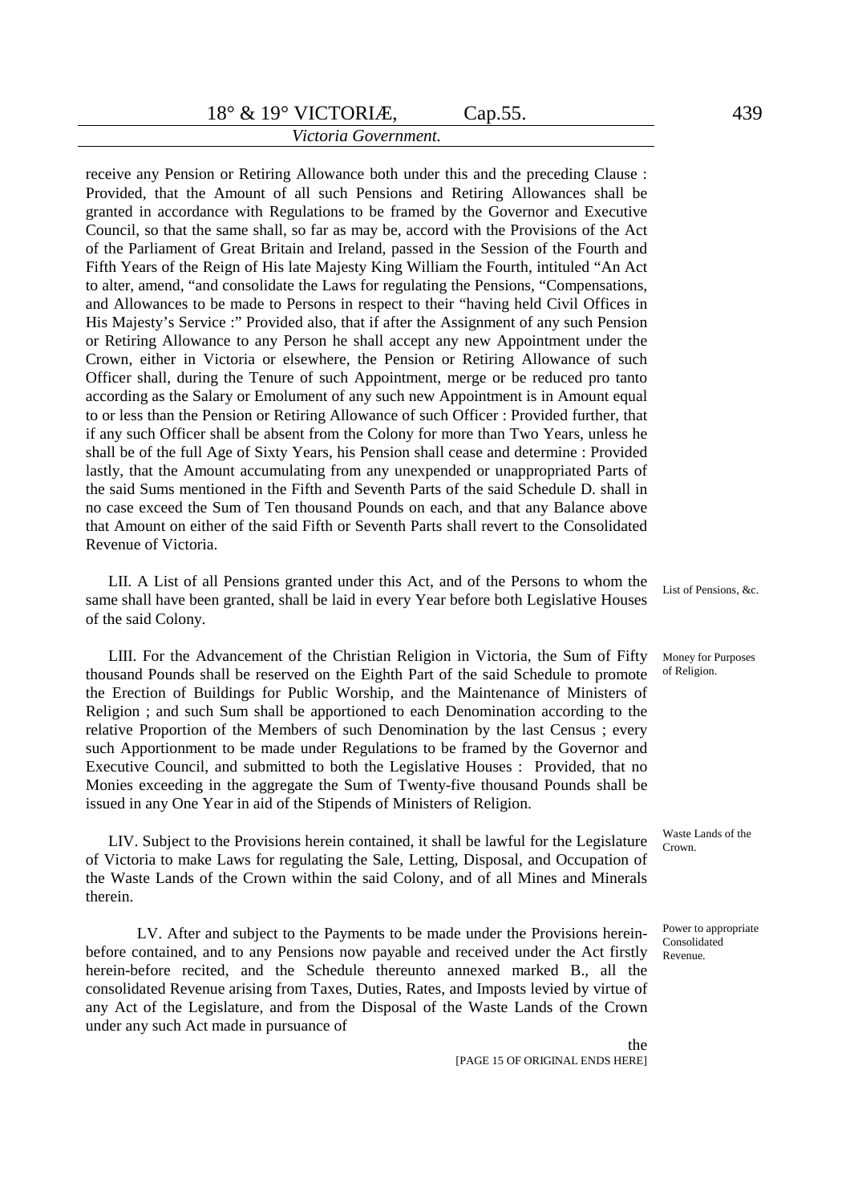receive any Pension or Retiring Allowance both under this and the preceding Clause : Provided, that the Amount of all such Pensions and Retiring Allowances shall be granted in accordance with Regulations to be framed by the Governor and Executive Council, so that the same shall, so far as may be, accord with the Provisions of the Act of the Parliament of Great Britain and Ireland, passed in the Session of the Fourth and Fifth Years of the Reign of His late Majesty King William the Fourth, intituled "An Act to alter, amend, "and consolidate the Laws for regulating the Pensions, "Compensations, and Allowances to be made to Persons in respect to their "having held Civil Offices in His Majesty's Service :" Provided also, that if after the Assignment of any such Pension or Retiring Allowance to any Person he shall accept any new Appointment under the Crown, either in Victoria or elsewhere, the Pension or Retiring Allowance of such Officer shall, during the Tenure of such Appointment, merge or be reduced pro tanto according as the Salary or Emolument of any such new Appointment is in Amount equal to or less than the Pension or Retiring Allowance of such Officer : Provided further, that if any such Officer shall be absent from the Colony for more than Two Years, unless he shall be of the full Age of Sixty Years, his Pension shall cease and determine : Provided lastly, that the Amount accumulating from any unexpended or unappropriated Parts of the said Sums mentioned in the Fifth and Seventh Parts of the said Schedule D. shall in no case exceed the Sum of Ten thousand Pounds on each, and that any Balance above that Amount on either of the said Fifth or Seventh Parts shall revert to the Consolidated Revenue of Victoria.

*List of Pensions, &c.*

LII. A List of all Pensions granted under this Act, and of the Persons to whom the same shall have been granted, shall be laid in every Year before both Legislative Houses of the said Colony.

*Money for Purposes of Religion.*

LIII. For the Advancement of the Christian Religion in Victoria, the Sum of Fifty thousand Pounds shall be reserved on the Eighth Part of the said Schedule to promote the Erection of Buildings for Public Worship, and the Maintenance of Ministers of Religion ; and such Sum shall be apportioned to each Denomination according to the relative Proportion of the Members of such Denomination by the last Census ; every such Apportionment to be made under Regulations to be framed by the Governor and Executive Council, and submitted to both the Legislative Houses : Provided, that no Monies exceeding in the aggregate the Sum of Twenty-five thousand Pounds shall be issued in any One Year in aid of the Stipends of Ministers of Religion.

*Waste Lands of the Crown.*

LIV. Subject to the Provisions herein contained, it shall be lawful for the Legislature of Victoria to make Laws for regulating the Sale, Letting, Disposal, and Occupation of the Waste Lands of the Crown within the said Colony, and of all Mines and Minerals therein.

*Power to appropriate Consolidated Revenue.*

LV. After and subject to the Payments to be made under the Provisions herein-before contained, and to any Pensions now payable and received under the Act firstly herein-before recited, and the Schedule thereunto annexed marked B., all the consolidated Revenue arising from Taxes, Duties, Rates, and Imposts levied by virtue of any Act of the Legislature, and from the Disposal of the Waste Lands of the Crown under any such Act made in pursuance of

the
[PAGE 15 OF ORIGINAL ENDS HERE]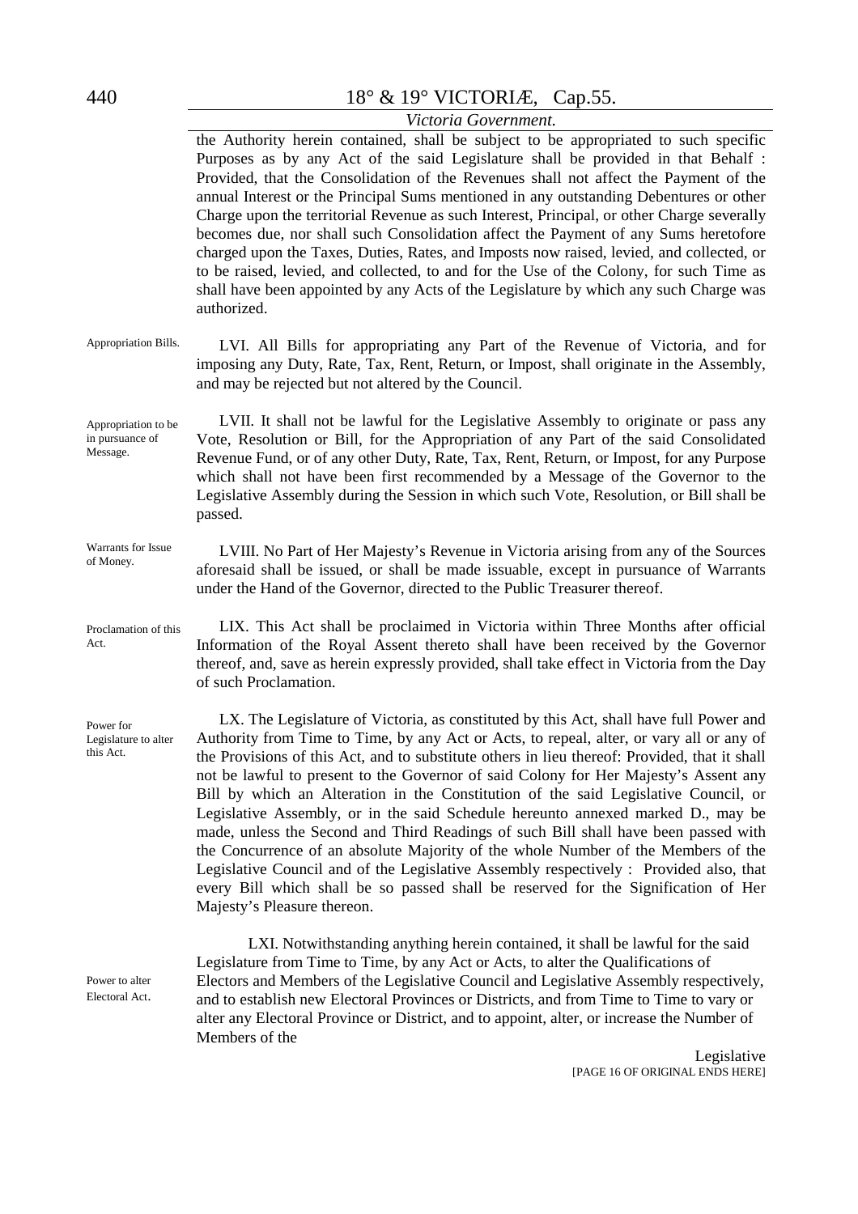the Authority herein contained, shall be subject to be appropriated to such specific Purposes as by any Act of the said Legislature shall be provided in that Behalf : Provided, that the Consolidation of the Revenues shall not affect the Payment of the annual Interest or the Principal Sums mentioned in any outstanding Debentures or other Charge upon the territorial Revenue as such Interest, Principal, or other Charge severally becomes due, nor shall such Consolidation affect the Payment of any Sums heretofore charged upon the Taxes, Duties, Rates, and Imposts now raised, levied, and collected, or to be raised, levied, and collected, to and for the Use of the Colony, for such Time as shall have been appointed by any Acts of the Legislature by which any such Charge was authorized.

Appropriation Bills.

LVI. All Bills for appropriating any Part of the Revenue of Victoria, and for imposing any Duty, Rate, Tax, Rent, Return, or Impost, shall originate in the Assembly, and may be rejected but not altered by the Council.

Appropriation to be in pursuance of Message.

LVII. It shall not be lawful for the Legislative Assembly to originate or pass any Vote, Resolution or Bill, for the Appropriation of any Part of the said Consolidated Revenue Fund, or of any other Duty, Rate, Tax, Rent, Return, or Impost, for any Purpose which shall not have been first recommended by a Message of the Governor to the Legislative Assembly during the Session in which such Vote, Resolution, or Bill shall be passed.

Warrants for Issue of Money.

LVIII. No Part of Her Majesty's Revenue in Victoria arising from any of the Sources aforesaid shall be issued, or shall be made issuable, except in pursuance of Warrants under the Hand of the Governor, directed to the Public Treasurer thereof.

Proclamation of this Act.

LIX. This Act shall be proclaimed in Victoria within Three Months after official Information of the Royal Assent thereto shall have been received by the Governor thereof, and, save as herein expressly provided, shall take effect in Victoria from the Day of such Proclamation.

Power for Legislature to alter this Act.

LX. The Legislature of Victoria, as constituted by this Act, shall have full Power and Authority from Time to Time, by any Act or Acts, to repeal, alter, or vary all or any of the Provisions of this Act, and to substitute others in lieu thereof: Provided, that it shall not be lawful to present to the Governor of said Colony for Her Majesty's Assent any Bill by which an Alteration in the Constitution of the said Legislative Council, or Legislative Assembly, or in the said Schedule hereunto annexed marked D., may be made, unless the Second and Third Readings of such Bill shall have been passed with the Concurrence of an absolute Majority of the whole Number of the Members of the Legislative Council and of the Legislative Assembly respectively : Provided also, that every Bill which shall be so passed shall be reserved for the Signification of Her Majesty's Pleasure thereon.

Power to alter Electoral Act.

LXI. Notwithstanding anything herein contained, it shall be lawful for the said Legislature from Time to Time, by any Act or Acts, to alter the Qualifications of Electors and Members of the Legislative Council and Legislative Assembly respectively, and to establish new Electoral Provinces or Districts, and from Time to Time to vary or alter any Electoral Province or District, and to appoint, alter, or increase the Number of Members of the

Legislative

[PAGE 16 OF ORIGINAL ENDS HERE]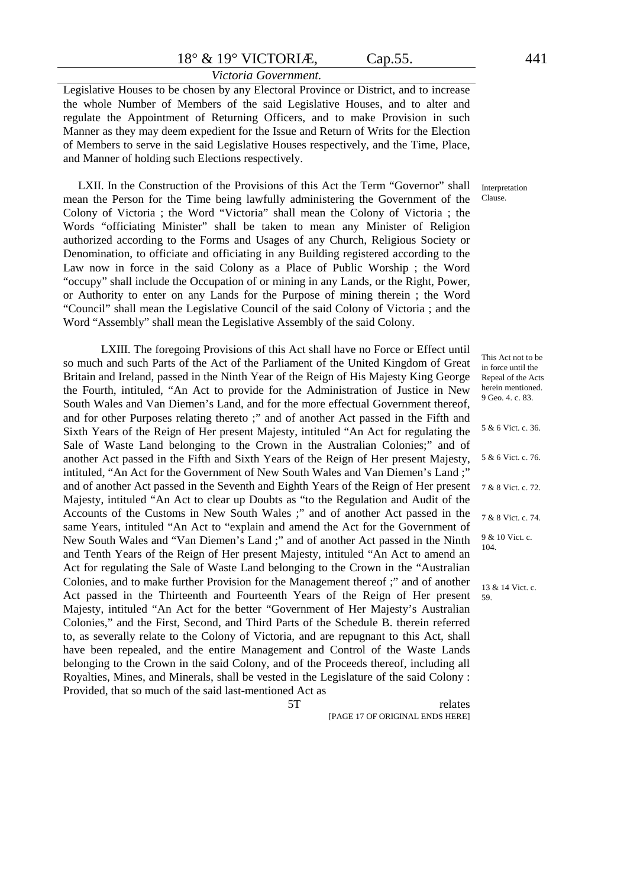Legislative Houses to be chosen by any Electoral Province or District, and to increase the whole Number of Members of the said Legislative Houses, and to alter and regulate the Appointment of Returning Officers, and to make Provision in such Manner as they may deem expedient for the Issue and Return of Writs for the Election of Members to serve in the said Legislative Houses respectively, and the Time, Place, and Manner of holding such Elections respectively.

Interpretation Clause.

LXII. In the Construction of the Provisions of this Act the Term "Governor" shall mean the Person for the Time being lawfully administering the Government of the Colony of Victoria ; the Word "Victoria" shall mean the Colony of Victoria ; the Words "officiating Minister" shall be taken to mean any Minister of Religion authorized according to the Forms and Usages of any Church, Religious Society or Denomination, to officiate and officiating in any Building registered according to the Law now in force in the said Colony as a Place of Public Worship ; the Word "occupy" shall include the Occupation of or mining in any Lands, or the Right, Power, or Authority to enter on any Lands for the Purpose of mining therein ; the Word "Council" shall mean the Legislative Council of the said Colony of Victoria ; and the Word "Assembly" shall mean the Legislative Assembly of the said Colony.

This Act not to be in force until the Repeal of the Acts herein mentioned. 9 Geo. 4. c. 83.

5 & 6 Vict. c. 36.

5 & 6 Vict. c. 76.

7 & 8 Vict. c. 72.

7 & 8 Vict. c. 74.

9 & 10 Vict. c. 104.

13 & 14 Vict. c. 59.

LXIII. The foregoing Provisions of this Act shall have no Force or Effect until so much and such Parts of the Act of the Parliament of the United Kingdom of Great Britain and Ireland, passed in the Ninth Year of the Reign of His Majesty King George the Fourth, intituled, "An Act to provide for the Administration of Justice in New South Wales and Van Diemen's Land, and for the more effectual Government thereof, and for other Purposes relating thereto ;" and of another Act passed in the Fifth and Sixth Years of the Reign of Her present Majesty, intituled "An Act for regulating the Sale of Waste Land belonging to the Crown in the Australian Colonies;" and of another Act passed in the Fifth and Sixth Years of the Reign of Her present Majesty, intituled, "An Act for the Government of New South Wales and Van Diemen's Land ;" and of another Act passed in the Seventh and Eighth Years of the Reign of Her present Majesty, intituled "An Act to clear up Doubts as "to the Regulation and Audit of the Accounts of the Customs in New South Wales ;" and of another Act passed in the same Years, intituled "An Act to "explain and amend the Act for the Government of New South Wales and "Van Diemen's Land ;" and of another Act passed in the Ninth and Tenth Years of the Reign of Her present Majesty, intituled "An Act to amend an Act for regulating the Sale of Waste Land belonging to the Crown in the "Australian Colonies, and to make further Provision for the Management thereof ;" and of another Act passed in the Thirteenth and Fourteenth Years of the Reign of Her present Majesty, intituled "An Act for the better "Government of Her Majesty's Australian Colonies," and the First, Second, and Third Parts of the Schedule B. therein referred to, as severally relate to the Colony of Victoria, and are repugnant to this Act, shall have been repealed, and the entire Management and Control of the Waste Lands belonging to the Crown in the said Colony, and of the Proceeds thereof, including all Royalties, Mines, and Minerals, shall be vested in the Legislature of the said Colony : Provided, that so much of the said last-mentioned Act as

5T relates

[PAGE 17 OF ORIGINAL ENDS HERE]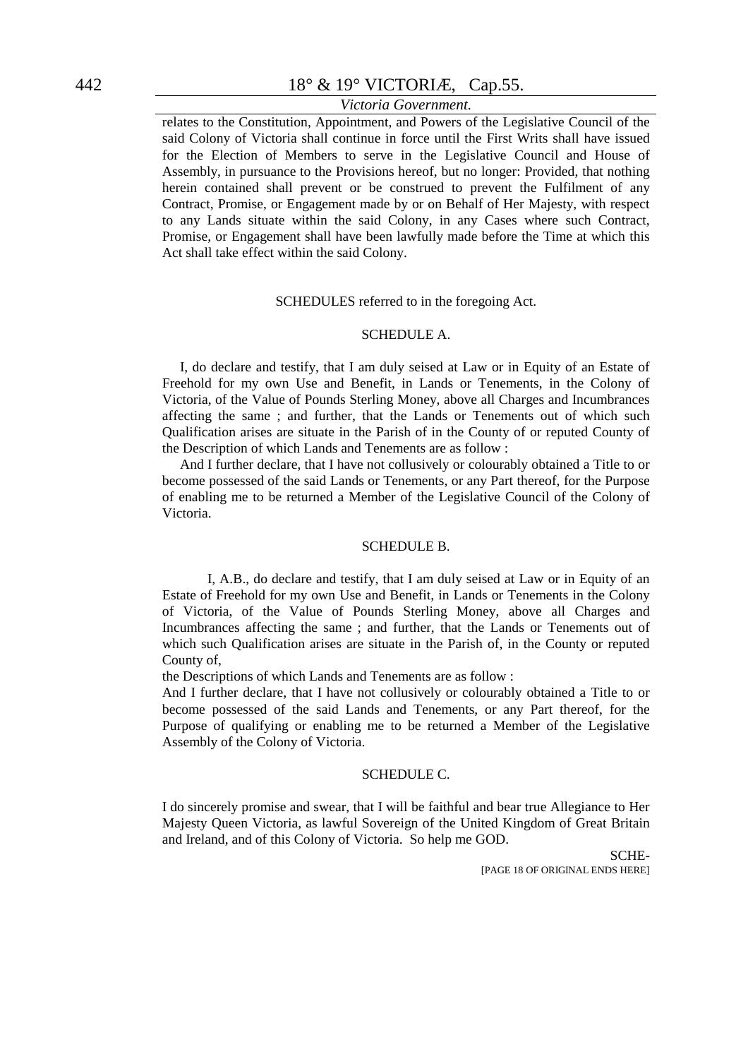relates to the Constitution, Appointment, and Powers of the Legislative Council of the said Colony of Victoria shall continue in force until the First Writs shall have issued for the Election of Members to serve in the Legislative Council and House of Assembly, in pursuance to the Provisions hereof, but no longer: Provided, that nothing herein contained shall prevent or be construed to prevent the Fulfilment of any Contract, Promise, or Engagement made by or on Behalf of Her Majesty, with respect to any Lands situate within the said Colony, in any Cases where such Contract, Promise, or Engagement shall have been lawfully made before the Time at which this Act shall take effect within the said Colony.

SCHEDULES referred to in the foregoing Act.

## SCHEDULE A.

I, do declare and testify, that I am duly seised at Law or in Equity of an Estate of Freehold for my own Use and Benefit, in Lands or Tenements, in the Colony of Victoria, of the Value of Pounds Sterling Money, above all Charges and Incumbrances affecting the same ; and further, that the Lands or Tenements out of which such Qualification arises are situate in the Parish of in the County of or reputed County of the Description of which Lands and Tenements are as follow :

And I further declare, that I have not collusively or colourably obtained a Title to or become possessed of the said Lands or Tenements, or any Part thereof, for the Purpose of enabling me to be returned a Member of the Legislative Council of the Colony of Victoria.

## SCHEDULE B.

I, A.B., do declare and testify, that I am duly seised at Law or in Equity of an Estate of Freehold for my own Use and Benefit, in Lands or Tenements in the Colony of Victoria, of the Value of Pounds Sterling Money, above all Charges and Incumbrances affecting the same ; and further, that the Lands or Tenements out of which such Qualification arises are situate in the Parish of, in the County or reputed County of,

the Descriptions of which Lands and Tenements are as follow :

And I further declare, that I have not collusively or colourably obtained a Title to or become possessed of the said Lands and Tenements, or any Part thereof, for the Purpose of qualifying or enabling me to be returned a Member of the Legislative Assembly of the Colony of Victoria.

## SCHEDULE C.

I do sincerely promise and swear, that I will be faithful and bear true Allegiance to Her Majesty Queen Victoria, as lawful Sovereign of the United Kingdom of Great Britain and Ireland, and of this Colony of Victoria. So help me GOD.

SCHE-

[PAGE 18 OF ORIGINAL ENDS HERE]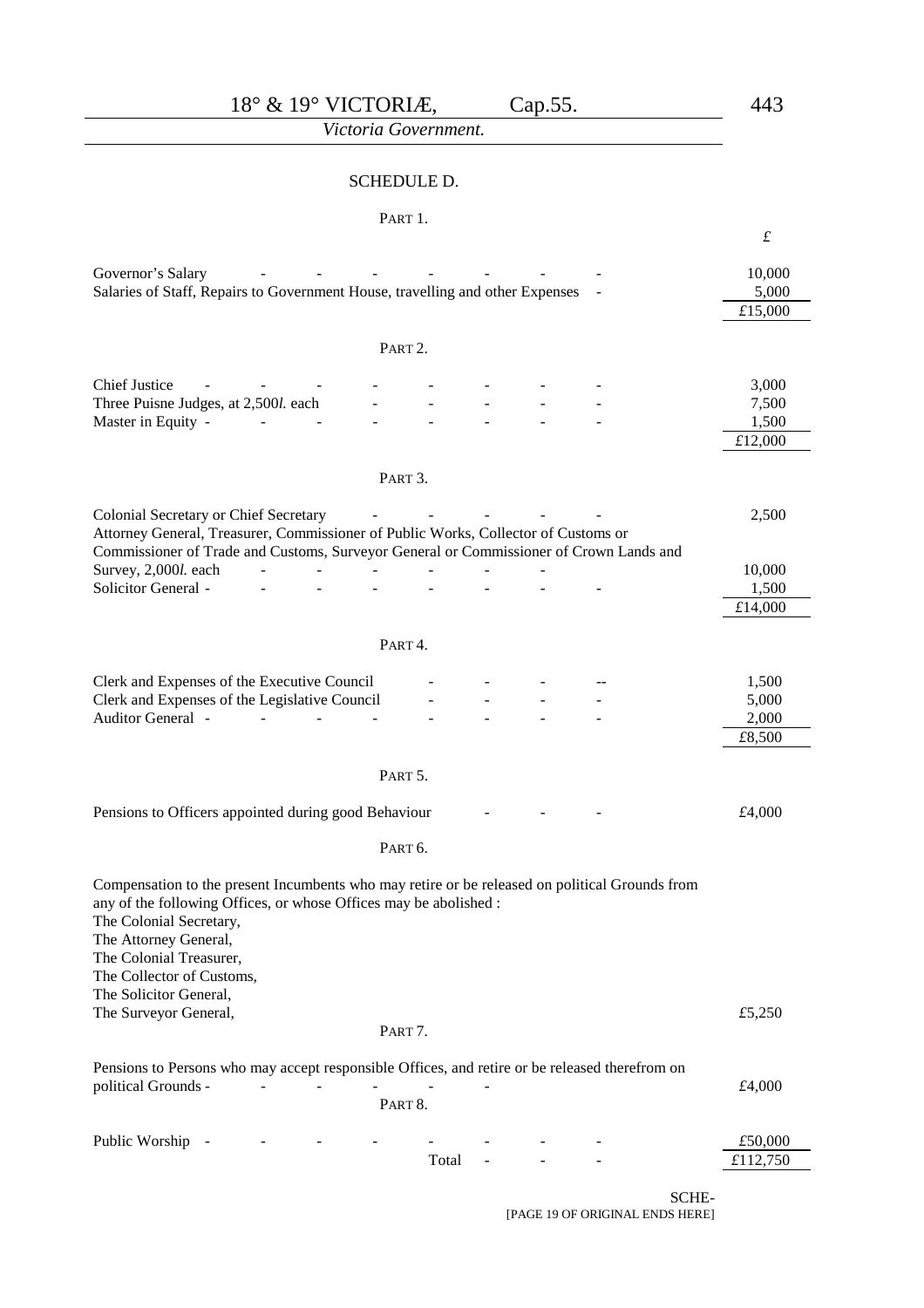## SCHEDULE D.

### PART 1.

| | £ |
|---|---|
| Governor's Salary - - - - - - - - | 10,000 |
| Salaries of Staff, Repairs to Government House, travelling and other Expenses - | 5,000 |
| | £15,000 |

### PART 2.

| | |
|---|---|
| Chief Justice - - - - - - - - - | 3,000 |
| Three Puisne Judges, at 2,500*l.* each - - - - - | 7,500 |
| Master in Equity - - - - - - - - | 1,500 |
| | £12,000 |

### PART 3.

| | |
|---|---|
| Colonial Secretary or Chief Secretary - - - - - | 2,500 |
| Attorney General, Treasurer, Commissioner of Public Works, Collector of Customs or Commissioner of Trade and Customs, Surveyor General or Commissioner of Crown Lands and Survey, 2,000*l.* each - - - - - - | 10,000 |
| Solicitor General - - - - - - - - | 1,500 |
| | £14,000 |

### PART 4.

| | |
|---|---|
| Clerk and Expenses of the Executive Council - - - -- | 1,500 |
| Clerk and Expenses of the Legislative Council - - - - | 5,000 |
| Auditor General - - - - - - - - | 2,000 |
| | £8,500 |

### PART 5.

| | |
|---|---|
| Pensions to Officers appointed during good Behaviour - - - | £4,000 |

### PART 6.

| | |
|---|---|
| Compensation to the present Incumbents who may retire or be released on political Grounds from any of the following Offices, or whose Offices may be abolished :<br>The Colonial Secretary,<br>The Attorney General,<br>The Colonial Treasurer,<br>The Collector of Customs,<br>The Solicitor General,<br>The Surveyor General, | £5,250 |

### PART 7.

| | |
|---|---|
| Pensions to Persons who may accept responsible Offices, and retire or be released therefrom on political Grounds - - - - - - | £4,000 |

### PART 8.

| | |
|---|---|
| Public Worship - - - - - - - - | £50,000 |
| Total - - - | £112,750 |

SCHE-

[PAGE 19 OF ORIGINAL ENDS HERE]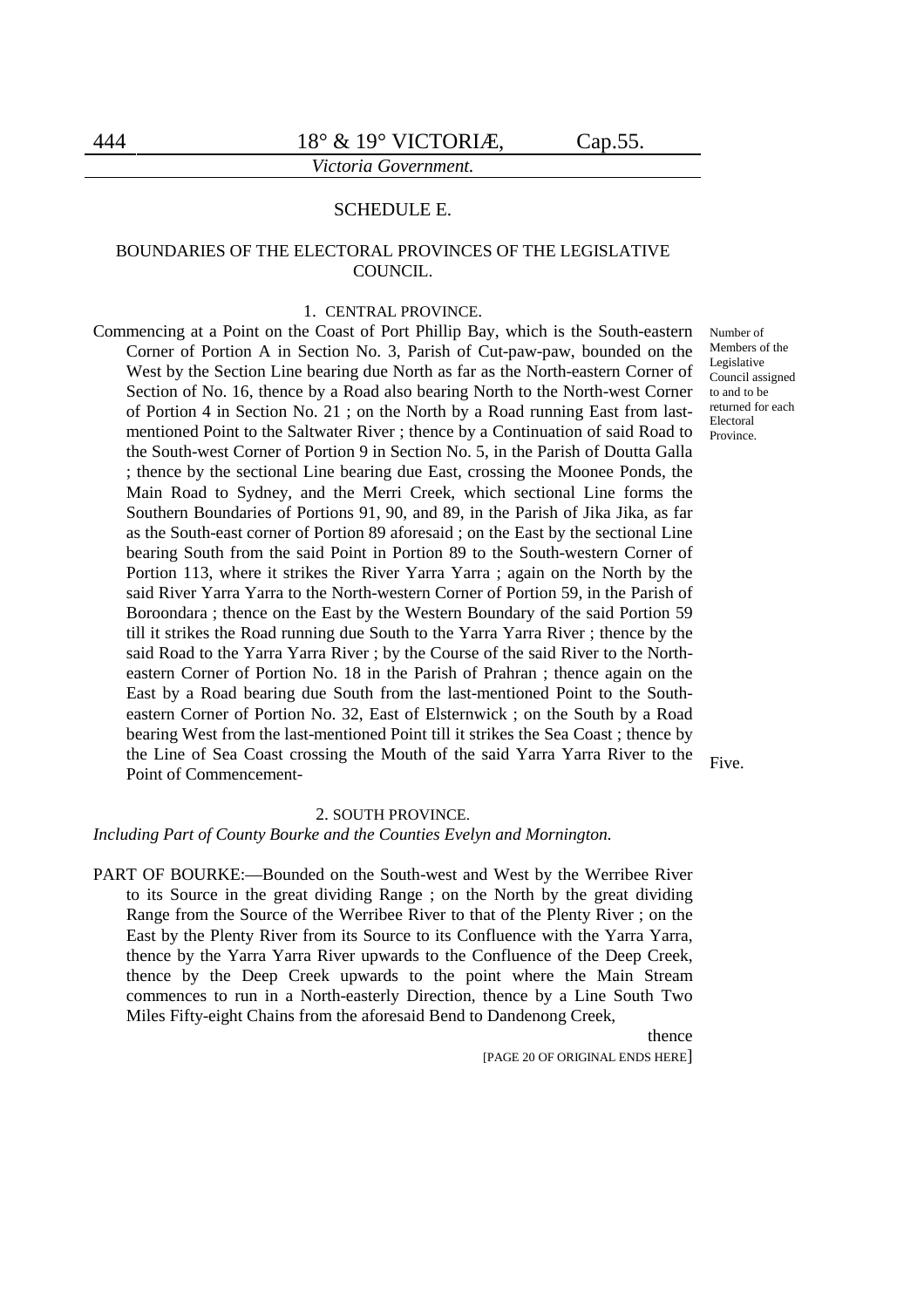## SCHEDULE E.

### BOUNDARIES OF THE ELECTORAL PROVINCES OF THE LEGISLATIVE COUNCIL.

#### 1. CENTRAL PROVINCE.

*Number of Members of the Legislative Council assigned to and to be returned for each Electoral Province.*

Commencing at a Point on the Coast of Port Phillip Bay, which is the South-eastern Corner of Portion A in Section No. 3, Parish of Cut-paw-paw, bounded on the West by the Section Line bearing due North as far as the North-eastern Corner of Section of No. 16, thence by a Road also bearing North to the North-west Corner of Portion 4 in Section No. 21 ; on the North by a Road running East from last-mentioned Point to the Saltwater River ; thence by a Continuation of said Road to the South-west Corner of Portion 9 in Section No. 5, in the Parish of Doutta Galla ; thence by the sectional Line bearing due East, crossing the Moonee Ponds, the Main Road to Sydney, and the Merri Creek, which sectional Line forms the Southern Boundaries of Portions 91, 90, and 89, in the Parish of Jika Jika, as far as the South-east corner of Portion 89 aforesaid ; on the East by the sectional Line bearing South from the said Point in Portion 89 to the South-western Corner of Portion 113, where it strikes the River Yarra Yarra ; again on the North by the said River Yarra Yarra to the North-western Corner of Portion 59, in the Parish of Boroondara ; thence on the East by the Western Boundary of the said Portion 59 till it strikes the Road running due South to the Yarra Yarra River ; thence by the said Road to the Yarra Yarra River ; by the Course of the said River to the North-eastern Corner of Portion No. 18 in the Parish of Prahran ; thence again on the East by a Road bearing due South from the last-mentioned Point to the South-eastern Corner of Portion No. 32, East of Elsternwick ; on the South by a Road bearing West from the last-mentioned Point till it strikes the Sea Coast ; thence by the Line of Sea Coast crossing the Mouth of the said Yarra Yarra River to the Point of Commencement- — Five.

#### 2. SOUTH PROVINCE.

*Including Part of County Bourke and the Counties Evelyn and Mornington.*

PART OF BOURKE:—Bounded on the South-west and West by the Werribee River to its Source in the great dividing Range ; on the North by the great dividing Range from the Source of the Werribee River to that of the Plenty River ; on the East by the Plenty River from its Source to its Confluence with the Yarra Yarra, thence by the Yarra Yarra River upwards to the Confluence of the Deep Creek, thence by the Deep Creek upwards to the point where the Main Stream commences to run in a North-easterly Direction, thence by a Line South Two Miles Fifty-eight Chains from the aforesaid Bend to Dandenong Creek,

thence

[PAGE 20 OF ORIGINAL ENDS HERE]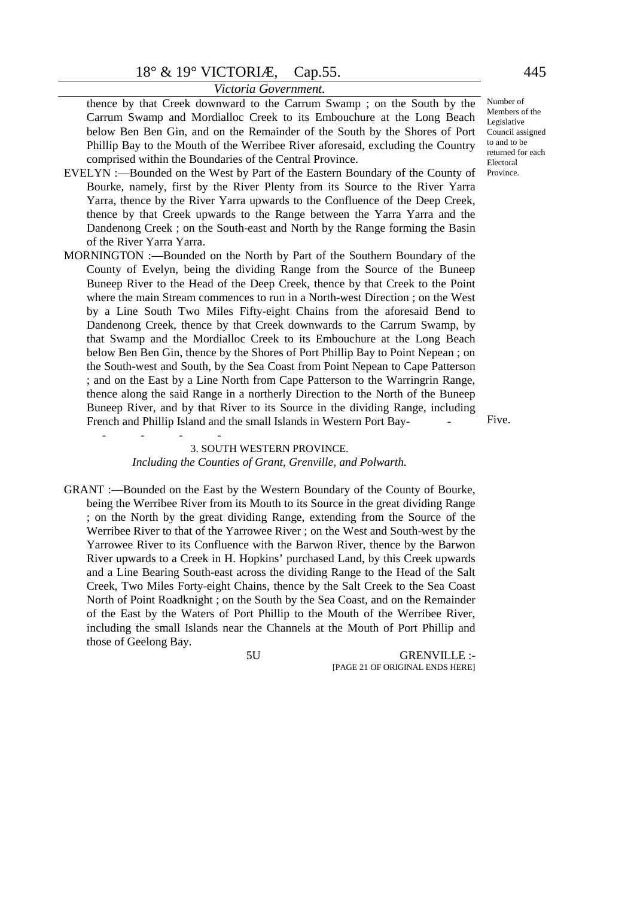thence by that Creek downward to the Carrum Swamp ; on the South by the Carrum Swamp and Mordialloc Creek to its Embouchure at the Long Beach below Ben Ben Gin, and on the Remainder of the South by the Shores of Port Phillip Bay to the Mouth of the Werribee River aforesaid, excluding the Country comprised within the Boundaries of the Central Province.

Number of Members of the Legislative Council assigned to and to be returned for each Electoral Province.

EVELYN :—Bounded on the West by Part of the Eastern Boundary of the County of Bourke, namely, first by the River Plenty from its Source to the River Yarra Yarra, thence by the River Yarra upwards to the Confluence of the Deep Creek, thence by that Creek upwards to the Range between the Yarra Yarra and the Dandenong Creek ; on the South-east and North by the Range forming the Basin of the River Yarra Yarra.

MORNINGTON :—Bounded on the North by Part of the Southern Boundary of the County of Evelyn, being the dividing Range from the Source of the Buneep Buneep River to the Head of the Deep Creek, thence by that Creek to the Point where the main Stream commences to run in a North-west Direction ; on the West by a Line South Two Miles Fifty-eight Chains from the aforesaid Bend to Dandenong Creek, thence by that Creek downwards to the Carrum Swamp, by that Swamp and the Mordialloc Creek to its Embouchure at the Long Beach below Ben Ben Gin, thence by the Shores of Port Phillip Bay to Point Nepean ; on the South-west and South, by the Sea Coast from Point Nepean to Cape Patterson ; and on the East by a Line North from Cape Patterson to the Warringrin Range, thence along the said Range in a northerly Direction to the North of the Buneep Buneep River, and by that River to its Source in the dividing Range, including French and Phillip Island and the small Islands in Western Port Bay- - - - - - Five.

3. SOUTH WESTERN PROVINCE.

*Including the Counties of Grant, Grenville, and Polwarth.*

GRANT :—Bounded on the East by the Western Boundary of the County of Bourke, being the Werribee River from its Mouth to its Source in the great dividing Range ; on the North by the great dividing Range, extending from the Source of the Werribee River to that of the Yarrowee River ; on the West and South-west by the Yarrowee River to its Confluence with the Barwon River, thence by the Barwon River upwards to a Creek in H. Hopkins' purchased Land, by this Creek upwards and a Line Bearing South-east across the dividing Range to the Head of the Salt Creek, Two Miles Forty-eight Chains, thence by the Salt Creek to the Sea Coast North of Point Roadknight ; on the South by the Sea Coast, and on the Remainder of the East by the Waters of Port Phillip to the Mouth of the Werribee River, including the small Islands near the Channels at the Mouth of Port Phillip and those of Geelong Bay.

5U GRENVILLE :-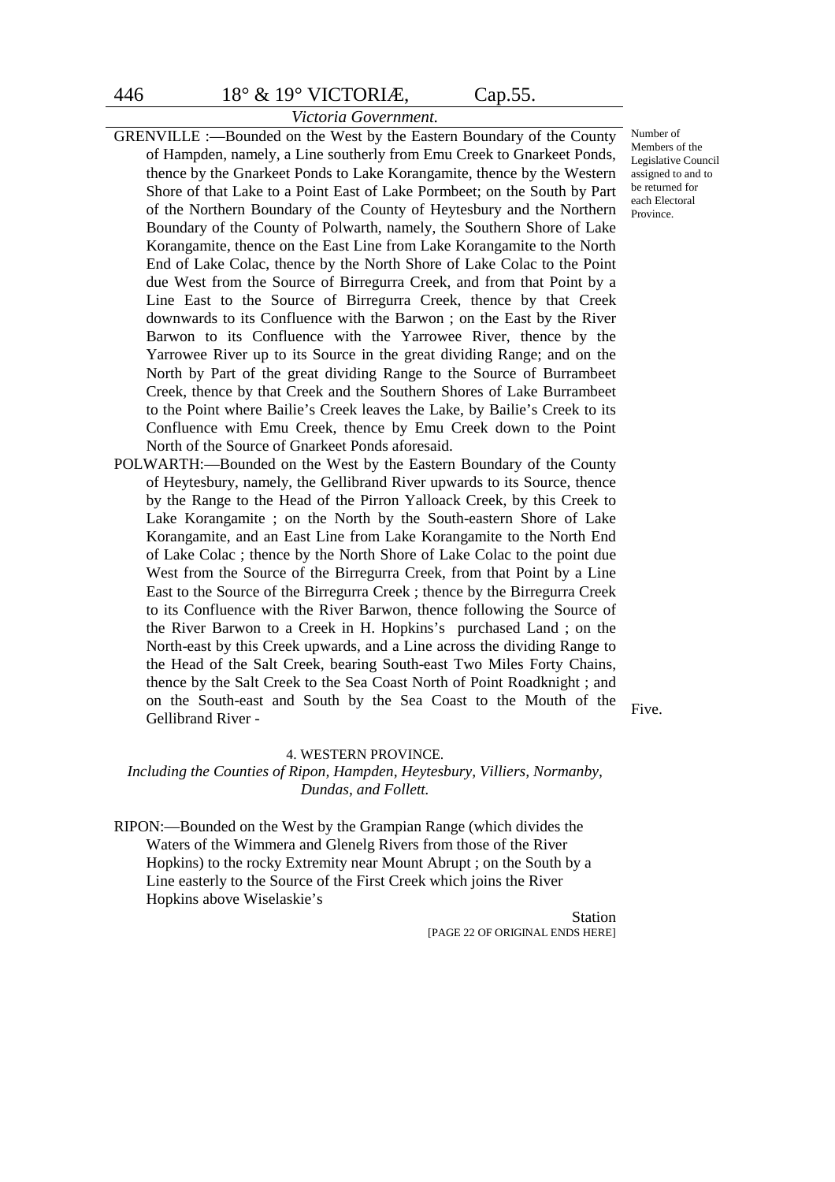GRENVILLE :—Bounded on the West by the Eastern Boundary of the County of Hampden, namely, a Line southerly from Emu Creek to Gnarkeet Ponds, thence by the Gnarkeet Ponds to Lake Korangamite, thence by the Western Shore of that Lake to a Point East of Lake Pormbeet; on the South by Part of the Northern Boundary of the County of Heytesbury and the Northern Boundary of the County of Polwarth, namely, the Southern Shore of Lake Korangamite, thence on the East Line from Lake Korangamite to the North End of Lake Colac, thence by the North Shore of Lake Colac to the Point due West from the Source of Birregurra Creek, and from that Point by a Line East to the Source of Birregurra Creek, thence by that Creek downwards to its Confluence with the Barwon ; on the East by the River Barwon to its Confluence with the Yarrowee River, thence by the Yarrowee River up to its Source in the great dividing Range; and on the North by Part of the great dividing Range to the Source of Burrambeet Creek, thence by that Creek and the Southern Shores of Lake Burrambeet to the Point where Bailie's Creek leaves the Lake, by Bailie's Creek to its Confluence with Emu Creek, thence by Emu Creek down to the Point North of the Source of Gnarkeet Ponds aforesaid.

*Number of Members of the Legislative Council assigned to and to be returned for each Electoral Province.*

POLWARTH:—Bounded on the West by the Eastern Boundary of the County of Heytesbury, namely, the Gellibrand River upwards to its Source, thence by the Range to the Head of the Pirron Yalloack Creek, by this Creek to Lake Korangamite ; on the North by the South-eastern Shore of Lake Korangamite, and an East Line from Lake Korangamite to the North End of Lake Colac ; thence by the North Shore of Lake Colac to the point due West from the Source of the Birregurra Creek, from that Point by a Line East to the Source of the Birregurra Creek ; thence by the Birregurra Creek to its Confluence with the River Barwon, thence following the Source of the River Barwon to a Creek in H. Hopkins's purchased Land ; on the North-east by this Creek upwards, and a Line across the dividing Range to the Head of the Salt Creek, bearing South-east Two Miles Forty Chains, thence by the Salt Creek to the Sea Coast North of Point Roadknight ; and on the South-east and South by the Sea Coast to the Mouth of the Gellibrand River - Five.

4. WESTERN PROVINCE.

*Including the Counties of Ripon, Hampden, Heytesbury, Villiers, Normanby, Dundas, and Follett.*

RIPON:—Bounded on the West by the Grampian Range (which divides the Waters of the Wimmera and Glenelg Rivers from those of the River Hopkins) to the rocky Extremity near Mount Abrupt ; on the South by a Line easterly to the Source of the First Creek which joins the River Hopkins above Wiselaskie's

Station

[PAGE 22 OF ORIGINAL ENDS HERE]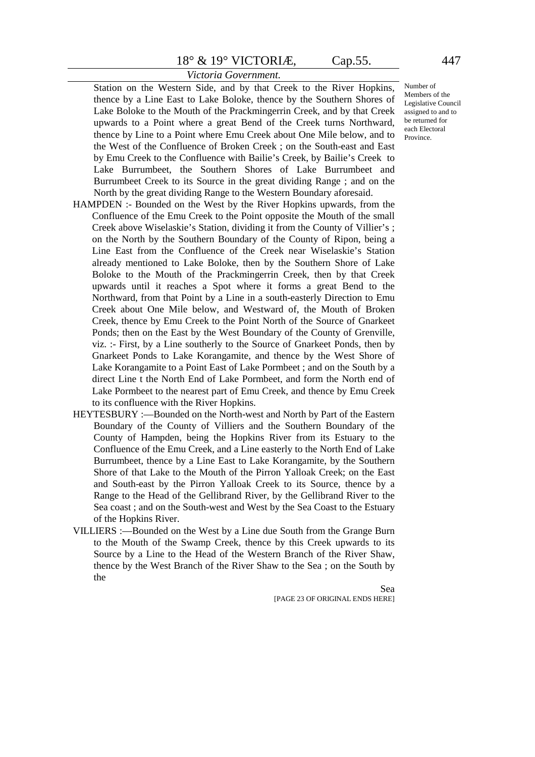Station on the Western Side, and by that Creek to the River Hopkins, thence by a Line East to Lake Boloke, thence by the Southern Shores of Lake Boloke to the Mouth of the Prackmingerrin Creek, and by that Creek upwards to a Point where a great Bend of the Creek turns Northward, thence by Line to a Point where Emu Creek about One Mile below, and to the West of the Confluence of Broken Creek ; on the South-east and East by Emu Creek to the Confluence with Bailie's Creek, by Bailie's Creek to Lake Burrumbeet, the Southern Shores of Lake Burrumbeet and Burrumbeet Creek to its Source in the great dividing Range ; and on the North by the great dividing Range to the Western Boundary aforesaid.

Number of Members of the Legislative Council assigned to and to be returned for each Electoral Province.

HAMPDEN :- Bounded on the West by the River Hopkins upwards, from the Confluence of the Emu Creek to the Point opposite the Mouth of the small Creek above Wiselaskie's Station, dividing it from the County of Villier's ; on the North by the Southern Boundary of the County of Ripon, being a Line East from the Confluence of the Creek near Wiselaskie's Station already mentioned to Lake Boloke, then by the Southern Shore of Lake Boloke to the Mouth of the Prackmingerrin Creek, then by that Creek upwards until it reaches a Spot where it forms a great Bend to the Northward, from that Point by a Line in a south-easterly Direction to Emu Creek about One Mile below, and Westward of, the Mouth of Broken Creek, thence by Emu Creek to the Point North of the Source of Gnarkeet Ponds; then on the East by the West Boundary of the County of Grenville, viz. :- First, by a Line southerly to the Source of Gnarkeet Ponds, then by Gnarkeet Ponds to Lake Korangamite, and thence by the West Shore of Lake Korangamite to a Point East of Lake Pormbeet ; and on the South by a direct Line t the North End of Lake Pormbeet, and form the North end of Lake Pormbeet to the nearest part of Emu Creek, and thence by Emu Creek to its confluence with the River Hopkins.

HEYTESBURY :—Bounded on the North-west and North by Part of the Eastern Boundary of the County of Villiers and the Southern Boundary of the County of Hampden, being the Hopkins River from its Estuary to the Confluence of the Emu Creek, and a Line easterly to the North End of Lake Burrumbeet, thence by a Line East to Lake Korangamite, by the Southern Shore of that Lake to the Mouth of the Pirron Yalloak Creek; on the East and South-east by the Pirron Yalloak Creek to its Source, thence by a Range to the Head of the Gellibrand River, by the Gellibrand River to the Sea coast ; and on the South-west and West by the Sea Coast to the Estuary of the Hopkins River.

VILLIERS :—Bounded on the West by a Line due South from the Grange Burn to the Mouth of the Swamp Creek, thence by this Creek upwards to its Source by a Line to the Head of the Western Branch of the River Shaw, thence by the West Branch of the River Shaw to the Sea ; on the South by the

Sea

[PAGE 23 OF ORIGINAL ENDS HERE]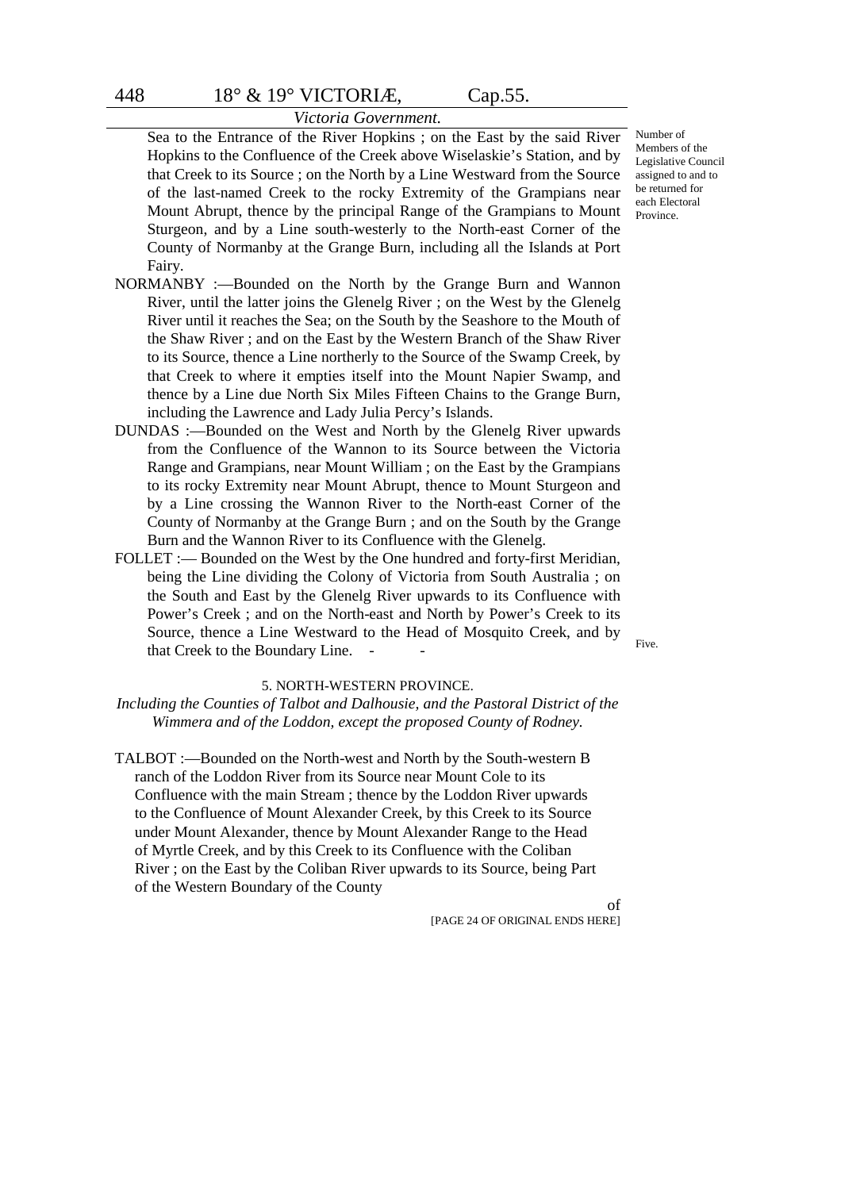Sea to the Entrance of the River Hopkins ; on the East by the said River Hopkins to the Confluence of the Creek above Wiselaskie's Station, and by that Creek to its Source ; on the North by a Line Westward from the Source of the last-named Creek to the rocky Extremity of the Grampians near Mount Abrupt, thence by the principal Range of the Grampians to Mount Sturgeon, and by a Line south-westerly to the North-east Corner of the County of Normanby at the Grange Burn, including all the Islands at Port Fairy.

Number of Members of the Legislative Council assigned to and to be returned for each Electoral Province.

NORMANBY :—Bounded on the North by the Grange Burn and Wannon River, until the latter joins the Glenelg River ; on the West by the Glenelg River until it reaches the Sea; on the South by the Seashore to the Mouth of the Shaw River ; and on the East by the Western Branch of the Shaw River to its Source, thence a Line northerly to the Source of the Swamp Creek, by that Creek to where it empties itself into the Mount Napier Swamp, and thence by a Line due North Six Miles Fifteen Chains to the Grange Burn, including the Lawrence and Lady Julia Percy's Islands.

DUNDAS :—Bounded on the West and North by the Glenelg River upwards from the Confluence of the Wannon to its Source between the Victoria Range and Grampians, near Mount William ; on the East by the Grampians to its rocky Extremity near Mount Abrupt, thence to Mount Sturgeon and by a Line crossing the Wannon River to the North-east Corner of the County of Normanby at the Grange Burn ; and on the South by the Grange Burn and the Wannon River to its Confluence with the Glenelg.

FOLLET :— Bounded on the West by the One hundred and forty-first Meridian, being the Line dividing the Colony of Victoria from South Australia ; on the South and East by the Glenelg River upwards to its Confluence with Power's Creek ; and on the North-east and North by Power's Creek to its Source, thence a Line Westward to the Head of Mosquito Creek, and by that Creek to the Boundary Line. - - Five.

5. NORTH-WESTERN PROVINCE.

*Including the Counties of Talbot and Dalhousie, and the Pastoral District of the Wimmera and of the Loddon, except the proposed County of Rodney.*

TALBOT :—Bounded on the North-west and North by the South-western Branch of the Loddon River from its Source near Mount Cole to its Confluence with the main Stream ; thence by the Loddon River upwards to the Confluence of Mount Alexander Creek, by this Creek to its Source under Mount Alexander, thence by Mount Alexander Range to the Head of Myrtle Creek, and by this Creek to its Confluence with the Coliban River ; on the East by the Coliban River upwards to its Source, being Part of the Western Boundary of the County of

[PAGE 24 OF ORIGINAL ENDS HERE]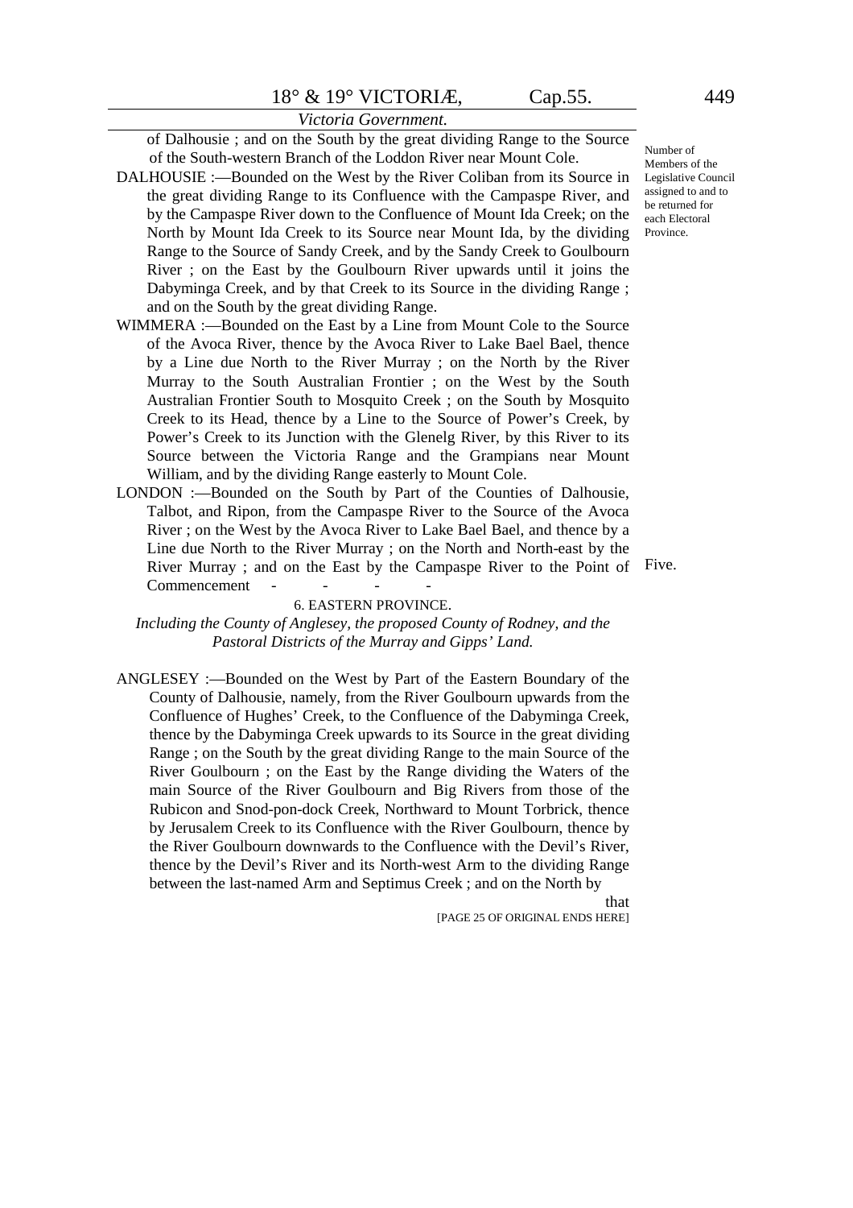of Dalhousie ; and on the South by the great dividing Range to the Source of the South-western Branch of the Loddon River near Mount Cole.

DALHOUSIE :—Bounded on the West by the River Coliban from its Source in the great dividing Range to its Confluence with the Campaspe River, and by the Campaspe River down to the Confluence of Mount Ida Creek; on the North by Mount Ida Creek to its Source near Mount Ida, by the dividing Range to the Source of Sandy Creek, and by the Sandy Creek to Goulbourn River ; on the East by the Goulbourn River upwards until it joins the Dabyminga Creek, and by that Creek to its Source in the dividing Range ; and on the South by the great dividing Range.

WIMMERA :—Bounded on the East by a Line from Mount Cole to the Source of the Avoca River, thence by the Avoca River to Lake Bael Bael, thence by a Line due North to the River Murray ; on the North by the River Murray to the South Australian Frontier ; on the West by the South Australian Frontier South to Mosquito Creek ; on the South by Mosquito Creek to its Head, thence by a Line to the Source of Power's Creek, by Power's Creek to its Junction with the Glenelg River, by this River to its Source between the Victoria Range and the Grampians near Mount William, and by the dividing Range easterly to Mount Cole.

LONDON :—Bounded on the South by Part of the Counties of Dalhousie, Talbot, and Ripon, from the Campaspe River to the Source of the Avoca River ; on the West by the Avoca River to Lake Bael Bael, and thence by a Line due North to the River Murray ; on the North and North-east by the River Murray ; and on the East by the Campaspe River to the Point of Commencement - - - - Five.

Number of Members of the Legislative Council assigned to and to be returned for each Electoral Province.

6. EASTERN PROVINCE.

*Including the County of Anglesey, the proposed County of Rodney, and the Pastoral Districts of the Murray and Gipps' Land.*

ANGLESEY :—Bounded on the West by Part of the Eastern Boundary of the County of Dalhousie, namely, from the River Goulbourn upwards from the Confluence of Hughes' Creek, to the Confluence of the Dabyminga Creek, thence by the Dabyminga Creek upwards to its Source in the great dividing Range ; on the South by the great dividing Range to the main Source of the River Goulbourn ; on the East by the Range dividing the Waters of the main Source of the River Goulbourn and Big Rivers from those of the Rubicon and Snod-pon-dock Creek, Northward to Mount Torbrick, thence by Jerusalem Creek to its Confluence with the River Goulbourn, thence by the River Goulbourn downwards to the Confluence with the Devil's River, thence by the Devil's River and its North-west Arm to the dividing Range between the last-named Arm and Septimus Creek ; and on the North by that

[PAGE 25 OF ORIGINAL ENDS HERE]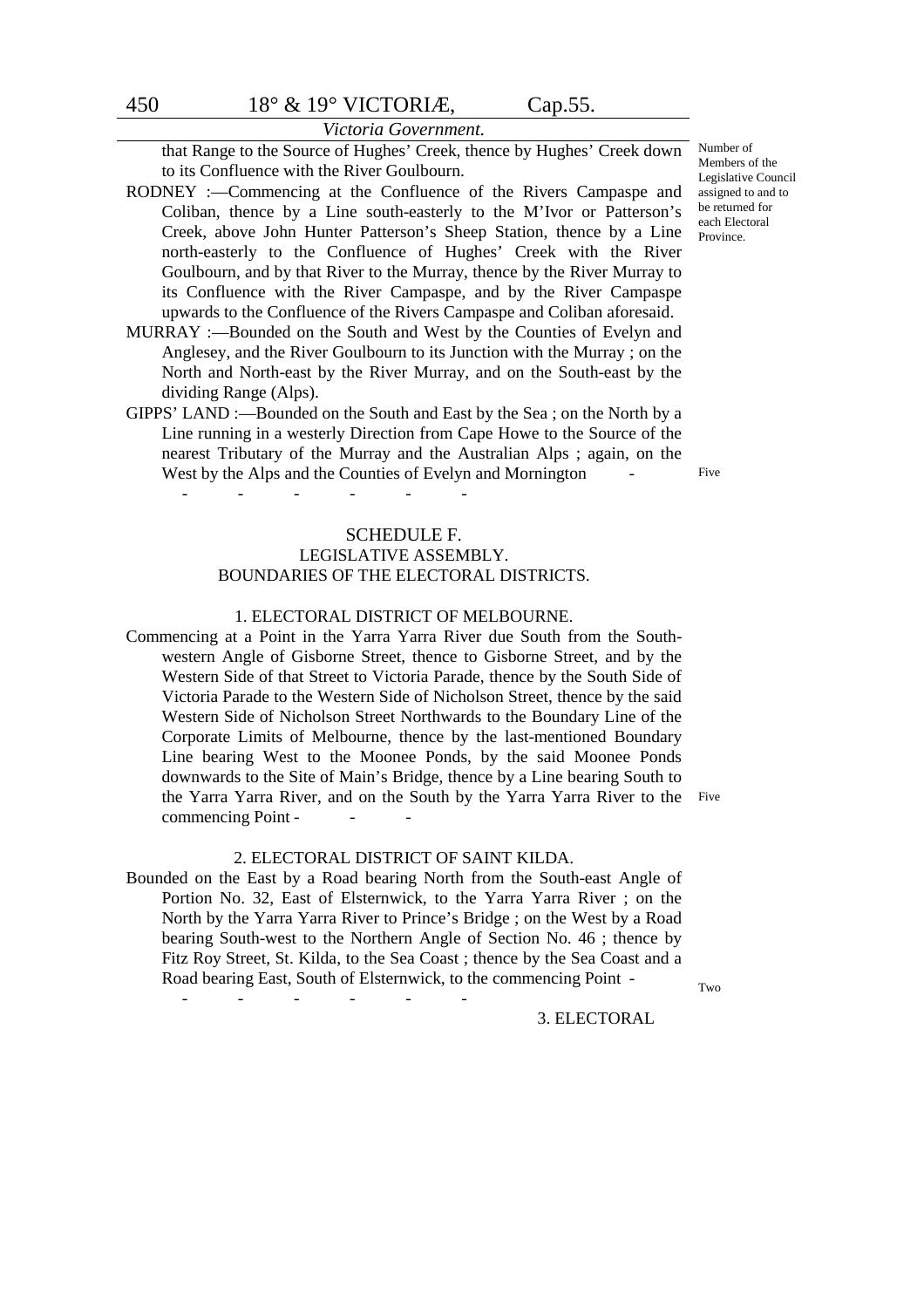that Range to the Source of Hughes' Creek, thence by Hughes' Creek down to its Confluence with the River Goulbourn.

RODNEY :—Commencing at the Confluence of the Rivers Campaspe and Coliban, thence by a Line south-easterly to the M'Ivor or Patterson's Creek, above John Hunter Patterson's Sheep Station, thence by a Line north-easterly to the Confluence of Hughes' Creek with the River Goulbourn, and by that River to the Murray, thence by the River Murray to its Confluence with the River Campaspe, and by the River Campaspe upwards to the Confluence of the Rivers Campaspe and Coliban aforesaid.

MURRAY :—Bounded on the South and West by the Counties of Evelyn and Anglesey, and the River Goulbourn to its Junction with the Murray ; on the North and North-east by the River Murray, and on the South-east by the dividing Range (Alps).

GIPPS' LAND :—Bounded on the South and East by the Sea ; on the North by a Line running in a westerly Direction from Cape Howe to the Source of the nearest Tributary of the Murray and the Australian Alps ; again, on the West by the Alps and the Counties of Evelyn and Mornington - - - - - - - — Five

*Number of Members of the Legislative Council assigned to and to be returned for each Electoral Province.*

## SCHEDULE F.

### LEGISLATIVE ASSEMBLY.

### BOUNDARIES OF THE ELECTORAL DISTRICTS.

#### 1. ELECTORAL DISTRICT OF MELBOURNE.

Commencing at a Point in the Yarra Yarra River due South from the South-western Angle of Gisborne Street, thence to Gisborne Street, and by the Western Side of that Street to Victoria Parade, thence by the South Side of Victoria Parade to the Western Side of Nicholson Street, thence by the said Western Side of Nicholson Street Northwards to the Boundary Line of the Corporate Limits of Melbourne, thence by the last-mentioned Boundary Line bearing West to the Moonee Ponds, by the said Moonee Ponds downwards to the Site of Main's Bridge, thence by a Line bearing South to the Yarra Yarra River, and on the South by the Yarra Yarra River to the commencing Point - - - — Five

#### 2. ELECTORAL DISTRICT OF SAINT KILDA.

Bounded on the East by a Road bearing North from the South-east Angle of Portion No. 32, East of Elsternwick, to the Yarra Yarra River ; on the North by the Yarra Yarra River to Prince's Bridge ; on the West by a Road bearing South-west to the Northern Angle of Section No. 46 ; thence by Fitz Roy Street, St. Kilda, to the Sea Coast ; thence by the Sea Coast and a Road bearing East, South of Elsternwick, to the commencing Point - - - - - - - — Two

3. ELECTORAL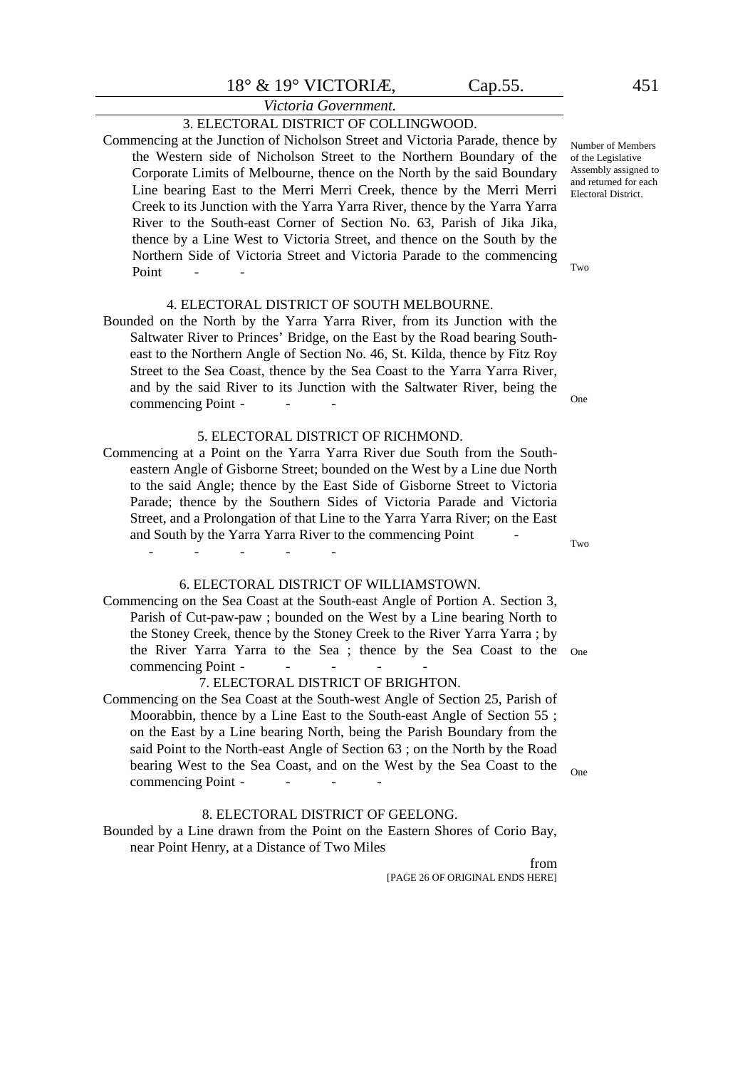*Victoria Government.*

### 3. ELECTORAL DISTRICT OF COLLINGWOOD.

Number of Members of the Legislative Assembly assigned to and returned for each Electoral District.

Commencing at the Junction of Nicholson Street and Victoria Parade, thence by the Western side of Nicholson Street to the Northern Boundary of the Corporate Limits of Melbourne, thence on the North by the said Boundary Line bearing East to the Merri Merri Creek, thence by the Merri Merri Creek to its Junction with the Yarra Yarra River, thence by the Yarra Yarra River to the South-east Corner of Section No. 63, Parish of Jika Jika, thence by a Line West to Victoria Street, and thence on the South by the Northern Side of Victoria Street and Victoria Parade to the commencing Point - - Two

### 4. ELECTORAL DISTRICT OF SOUTH MELBOURNE.

Bounded on the North by the Yarra Yarra River, from its Junction with the Saltwater River to Princes' Bridge, on the East by the Road bearing South-east to the Northern Angle of Section No. 46, St. Kilda, thence by Fitz Roy Street to the Sea Coast, thence by the Sea Coast to the Yarra Yarra River, and by the said River to its Junction with the Saltwater River, being the commencing Point - - - One

### 5. ELECTORAL DISTRICT OF RICHMOND.

Commencing at a Point on the Yarra Yarra River due South from the South-eastern Angle of Gisborne Street; bounded on the West by a Line due North to the said Angle; thence by the East Side of Gisborne Street to Victoria Parade; thence by the Southern Sides of Victoria Parade and Victoria Street, and a Prolongation of that Line to the Yarra Yarra River; on the East and South by the Yarra Yarra River to the commencing Point - - - - - - - Two

### 6. ELECTORAL DISTRICT OF WILLIAMSTOWN.

Commencing on the Sea Coast at the South-east Angle of Portion A. Section 3, Parish of Cut-paw-paw ; bounded on the West by a Line bearing North to the Stoney Creek, thence by the Stoney Creek to the River Yarra Yarra ; by the River Yarra Yarra to the Sea ; thence by the Sea Coast to the commencing Point - - - - - One

### 7. ELECTORAL DISTRICT OF BRIGHTON.

Commencing on the Sea Coast at the South-west Angle of Section 25, Parish of Moorabbin, thence by a Line East to the South-east Angle of Section 55 ; on the East by a Line bearing North, being the Parish Boundary from the said Point to the North-east Angle of Section 63 ; on the North by the Road bearing West to the Sea Coast, and on the West by the Sea Coast to the commencing Point - - - - One

### 8. ELECTORAL DISTRICT OF GEELONG.

Bounded by a Line drawn from the Point on the Eastern Shores of Corio Bay, near Point Henry, at a Distance of Two Miles

from

[PAGE 26 OF ORIGINAL ENDS HERE]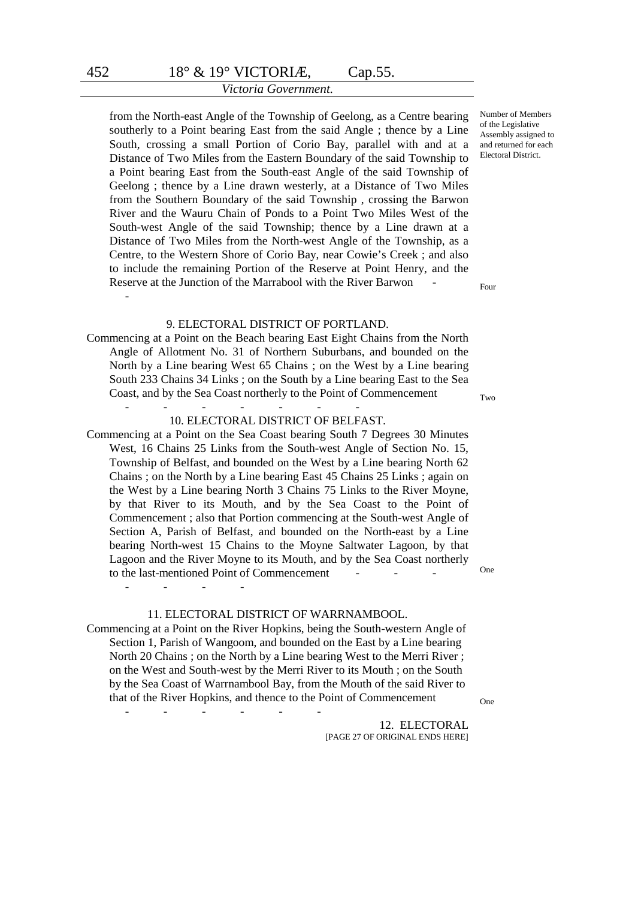from the North-east Angle of the Township of Geelong, as a Centre bearing southerly to a Point bearing East from the said Angle ; thence by a Line South, crossing a small Portion of Corio Bay, parallel with and at a Distance of Two Miles from the Eastern Boundary of the said Township to a Point bearing East from the South-east Angle of the said Township of Geelong ; thence by a Line drawn westerly, at a Distance of Two Miles from the Southern Boundary of the said Township , crossing the Barwon River and the Wauru Chain of Ponds to a Point Two Miles West of the South-west Angle of the said Township; thence by a Line drawn at a Distance of Two Miles from the North-west Angle of the Township, as a Centre, to the Western Shore of Corio Bay, near Cowie's Creek ; and also to include the remaining Portion of the Reserve at Point Henry, and the Reserve at the Junction of the Marrabool with the River Barwon - - Four

Number of Members of the Legislative Assembly assigned to and returned for each Electoral District.

9. ELECTORAL DISTRICT OF PORTLAND.

Commencing at a Point on the Beach bearing East Eight Chains from the North Angle of Allotment No. 31 of Northern Suburbans, and bounded on the North by a Line bearing West 65 Chains ; on the West by a Line bearing South 233 Chains 34 Links ; on the South by a Line bearing East to the Sea Coast, and by the Sea Coast northerly to the Point of Commencement - - - - - - - Two

10. ELECTORAL DISTRICT OF BELFAST.

Commencing at a Point on the Sea Coast bearing South 7 Degrees 30 Minutes West, 16 Chains 25 Links from the South-west Angle of Section No. 15, Township of Belfast, and bounded on the West by a Line bearing North 62 Chains ; on the North by a Line bearing East 45 Chains 25 Links ; again on the West by a Line bearing North 3 Chains 75 Links to the River Moyne, by that River to its Mouth, and by the Sea Coast to the Point of Commencement ; also that Portion commencing at the South-west Angle of Section A, Parish of Belfast, and bounded on the North-east by a Line bearing North-west 15 Chains to the Moyne Saltwater Lagoon, by that Lagoon and the River Moyne to its Mouth, and by the Sea Coast northerly to the last-mentioned Point of Commencement - - - - - - - One

11. ELECTORAL DISTRICT OF WARRNAMBOOL.

Commencing at a Point on the River Hopkins, being the South-western Angle of Section 1, Parish of Wangoom, and bounded on the East by a Line bearing North 20 Chains ; on the North by a Line bearing West to the Merri River ; on the West and South-west by the Merri River to its Mouth ; on the South by the Sea Coast of Warrnambool Bay, from the Mouth of the said River to that of the River Hopkins, and thence to the Point of Commencement - - - - - - One

12. ELECTORAL

[PAGE 27 OF ORIGINAL ENDS HERE]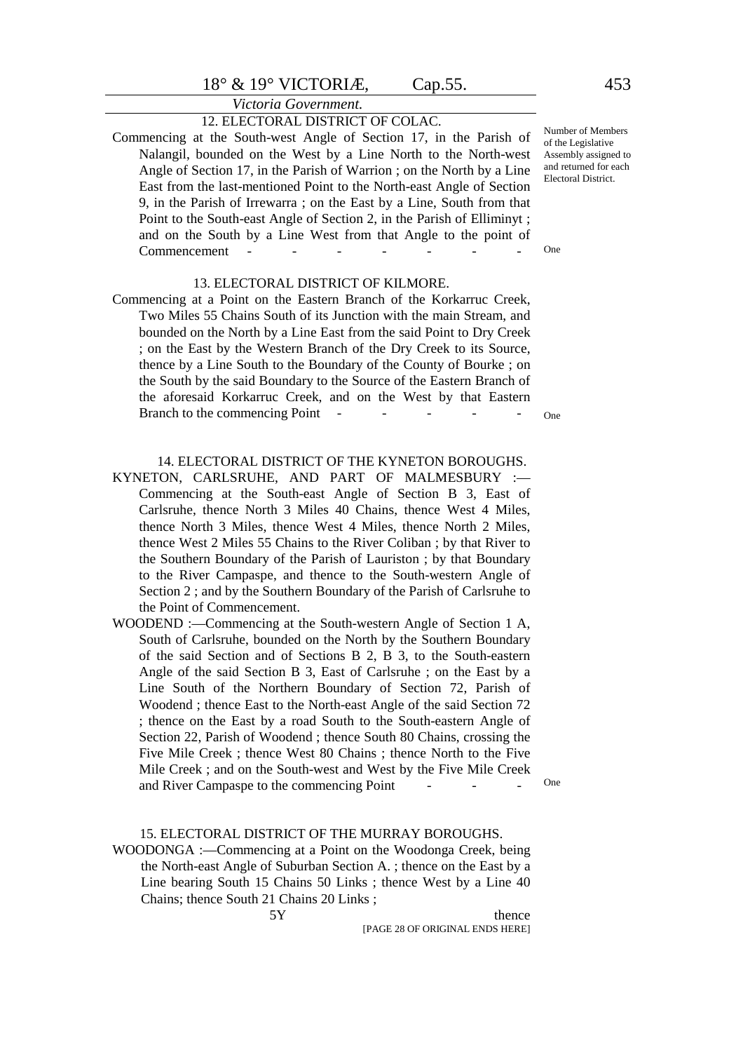*Victoria Government.*

Number of Members of the Legislative Assembly assigned to and returned for each Electoral District.

### 12. ELECTORAL DISTRICT OF COLAC.

Commencing at the South-west Angle of Section 17, in the Parish of Nalangil, bounded on the West by a Line North to the North-west Angle of Section 17, in the Parish of Warrion ; on the North by a Line East from the last-mentioned Point to the North-east Angle of Section 9, in the Parish of Irrewarra ; on the East by a Line, South from that Point to the South-east Angle of Section 2, in the Parish of Elliminyt ; and on the South by a Line West from that Angle to the point of Commencement - - - - - - - - One

### 13. ELECTORAL DISTRICT OF KILMORE.

Commencing at a Point on the Eastern Branch of the Korkarruc Creek, Two Miles 55 Chains South of its Junction with the main Stream, and bounded on the North by a Line East from the said Point to Dry Creek ; on the East by the Western Branch of the Dry Creek to its Source, thence by a Line South to the Boundary of the County of Bourke ; on the South by the said Boundary to the Source of the Eastern Branch of the aforesaid Korkarruc Creek, and on the West by that Eastern Branch to the commencing Point - - - - - One

### 14. ELECTORAL DISTRICT OF THE KYNETON BOROUGHS.

KYNETON, CARLSRUHE, AND PART OF MALMESBURY :—Commencing at the South-east Angle of Section B 3, East of Carlsruhe, thence North 3 Miles 40 Chains, thence West 4 Miles, thence North 3 Miles, thence West 4 Miles, thence North 2 Miles, thence West 2 Miles 55 Chains to the River Coliban ; by that River to the Southern Boundary of the Parish of Lauriston ; by that Boundary to the River Campaspe, and thence to the South-western Angle of Section 2 ; and by the Southern Boundary of the Parish of Carlsruhe to the Point of Commencement.

WOODEND :—Commencing at the South-western Angle of Section 1 A, South of Carlsruhe, bounded on the North by the Southern Boundary of the said Section and of Sections B 2, B 3, to the South-eastern Angle of the said Section B 3, East of Carlsruhe ; on the East by a Line South of the Northern Boundary of Section 72, Parish of Woodend ; thence East to the North-east Angle of the said Section 72 ; thence on the East by a road South to the South-eastern Angle of Section 22, Parish of Woodend ; thence South 80 Chains, crossing the Five Mile Creek ; thence West 80 Chains ; thence North to the Five Mile Creek ; and on the South-west and West by the Five Mile Creek and River Campaspe to the commencing Point - - - One

### 15. ELECTORAL DISTRICT OF THE MURRAY BOROUGHS.

WOODONGA :—Commencing at a Point on the Woodonga Creek, being the North-east Angle of Suburban Section A. ; thence on the East by a Line bearing South 15 Chains 50 Links ; thence West by a Line 40 Chains; thence South 21 Chains 20 Links ;

5Y thence

[PAGE 28 OF ORIGINAL ENDS HERE]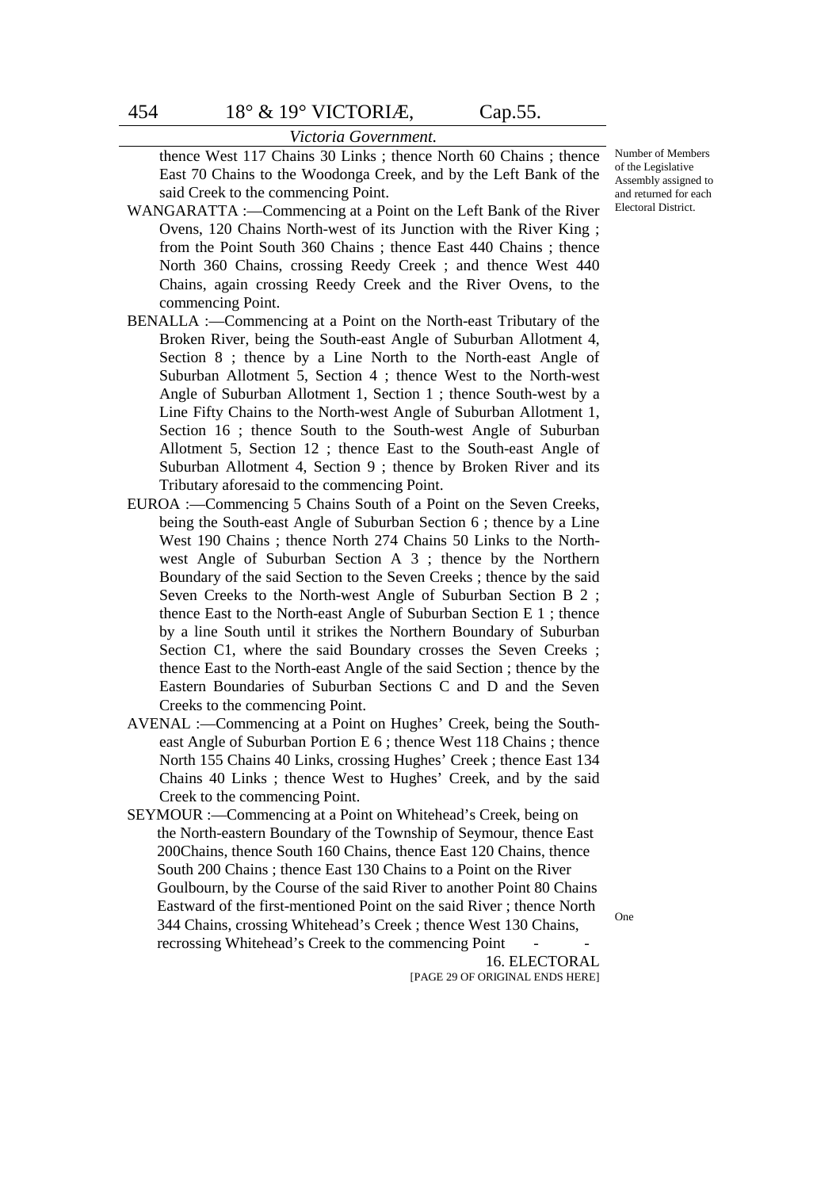*Victoria Government.*

Number of Members of the Legislative Assembly assigned to and returned for each Electoral District.

thence West 117 Chains 30 Links ; thence North 60 Chains ; thence East 70 Chains to the Woodonga Creek, and by the Left Bank of the said Creek to the commencing Point.

WANGARATTA :—Commencing at a Point on the Left Bank of the River Ovens, 120 Chains North-west of its Junction with the River King ; from the Point South 360 Chains ; thence East 440 Chains ; thence North 360 Chains, crossing Reedy Creek ; and thence West 440 Chains, again crossing Reedy Creek and the River Ovens, to the commencing Point.

BENALLA :—Commencing at a Point on the North-east Tributary of the Broken River, being the South-east Angle of Suburban Allotment 4, Section 8 ; thence by a Line North to the North-east Angle of Suburban Allotment 5, Section 4 ; thence West to the North-west Angle of Suburban Allotment 1, Section 1 ; thence South-west by a Line Fifty Chains to the North-west Angle of Suburban Allotment 1, Section 16 ; thence South to the South-west Angle of Suburban Allotment 5, Section 12 ; thence East to the South-east Angle of Suburban Allotment 4, Section 9 ; thence by Broken River and its Tributary aforesaid to the commencing Point.

EUROA :—Commencing 5 Chains South of a Point on the Seven Creeks, being the South-east Angle of Suburban Section 6 ; thence by a Line West 190 Chains ; thence North 274 Chains 50 Links to the North-west Angle of Suburban Section A 3 ; thence by the Northern Boundary of the said Section to the Seven Creeks ; thence by the said Seven Creeks to the North-west Angle of Suburban Section B 2 ; thence East to the North-east Angle of Suburban Section E 1 ; thence by a line South until it strikes the Northern Boundary of Suburban Section C1, where the said Boundary crosses the Seven Creeks ; thence East to the North-east Angle of the said Section ; thence by the Eastern Boundaries of Suburban Sections C and D and the Seven Creeks to the commencing Point.

AVENAL :—Commencing at a Point on Hughes' Creek, being the South-east Angle of Suburban Portion E 6 ; thence West 118 Chains ; thence North 155 Chains 40 Links, crossing Hughes' Creek ; thence East 134 Chains 40 Links ; thence West to Hughes' Creek, and by the said Creek to the commencing Point.

SEYMOUR :—Commencing at a Point on Whitehead's Creek, being on the North-eastern Boundary of the Township of Seymour, thence East 200Chains, thence South 160 Chains, thence East 120 Chains, thence South 200 Chains ; thence East 130 Chains to a Point on the River Goulbourn, by the Course of the said River to another Point 80 Chains Eastward of the first-mentioned Point on the said River ; thence North 344 Chains, crossing Whitehead's Creek ; thence West 130 Chains, recrossing Whitehead's Creek to the commencing Point - - One

16. ELECTORAL

[PAGE 29 OF ORIGINAL ENDS HERE]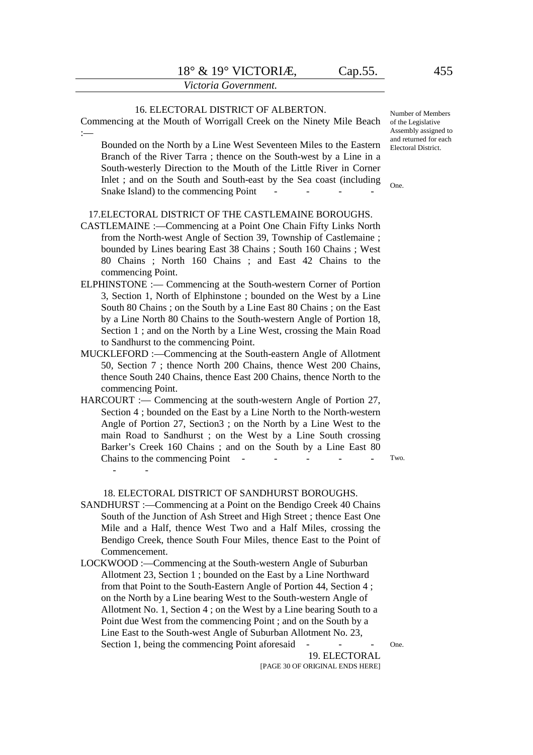16. ELECTORAL DISTRICT OF ALBERTON.

Number of Members of the Legislative Assembly assigned to and returned for each Electoral District.

Commencing at the Mouth of Worrigall Creek on the Ninety Mile Beach :—

Bounded on the North by a Line West Seventeen Miles to the Eastern Branch of the River Tarra ; thence on the South-west by a Line in a South-westerly Direction to the Mouth of the Little River in Corner Inlet ; and on the South and South-east by the Sea coast (including Snake Island) to the commencing Point - - - - One.

17.ELECTORAL DISTRICT OF THE CASTLEMAINE BOROUGHS.

CASTLEMAINE :—Commencing at a Point One Chain Fifty Links North from the North-west Angle of Section 39, Township of Castlemaine ; bounded by Lines bearing East 38 Chains ; South 160 Chains ; West 80 Chains ; North 160 Chains ; and East 42 Chains to the commencing Point.

ELPHINSTONE :— Commencing at the South-western Corner of Portion 3, Section 1, North of Elphinstone ; bounded on the West by a Line South 80 Chains ; on the South by a Line East 80 Chains ; on the East by a Line North 80 Chains to the South-western Angle of Portion 18, Section 1 ; and on the North by a Line West, crossing the Main Road to Sandhurst to the commencing Point.

MUCKLEFORD :—Commencing at the South-eastern Angle of Allotment 50, Section 7 ; thence North 200 Chains, thence West 200 Chains, thence South 240 Chains, thence East 200 Chains, thence North to the commencing Point.

HARCOURT :— Commencing at the south-western Angle of Portion 27, Section 4 ; bounded on the East by a Line North to the North-western Angle of Portion 27, Section3 ; on the North by a Line West to the main Road to Sandhurst ; on the West by a Line South crossing Barker's Creek 160 Chains ; and on the South by a Line East 80 Chains to the commencing Point - - - - - - - Two.

18. ELECTORAL DISTRICT OF SANDHURST BOROUGHS.

SANDHURST :—Commencing at a Point on the Bendigo Creek 40 Chains South of the Junction of Ash Street and High Street ; thence East One Mile and a Half, thence West Two and a Half Miles, crossing the Bendigo Creek, thence South Four Miles, thence East to the Point of Commencement.

LOCKWOOD :—Commencing at the South-western Angle of Suburban Allotment 23, Section 1 ; bounded on the East by a Line Northward from that Point to the South-Eastern Angle of Portion 44, Section 4 ; on the North by a Line bearing West to the South-western Angle of Allotment No. 1, Section 4 ; on the West by a Line bearing South to a Point due West from the commencing Point ; and on the South by a Line East to the South-west Angle of Suburban Allotment No. 23, Section 1, being the commencing Point aforesaid - - - One.

19. ELECTORAL

[PAGE 30 OF ORIGINAL ENDS HERE]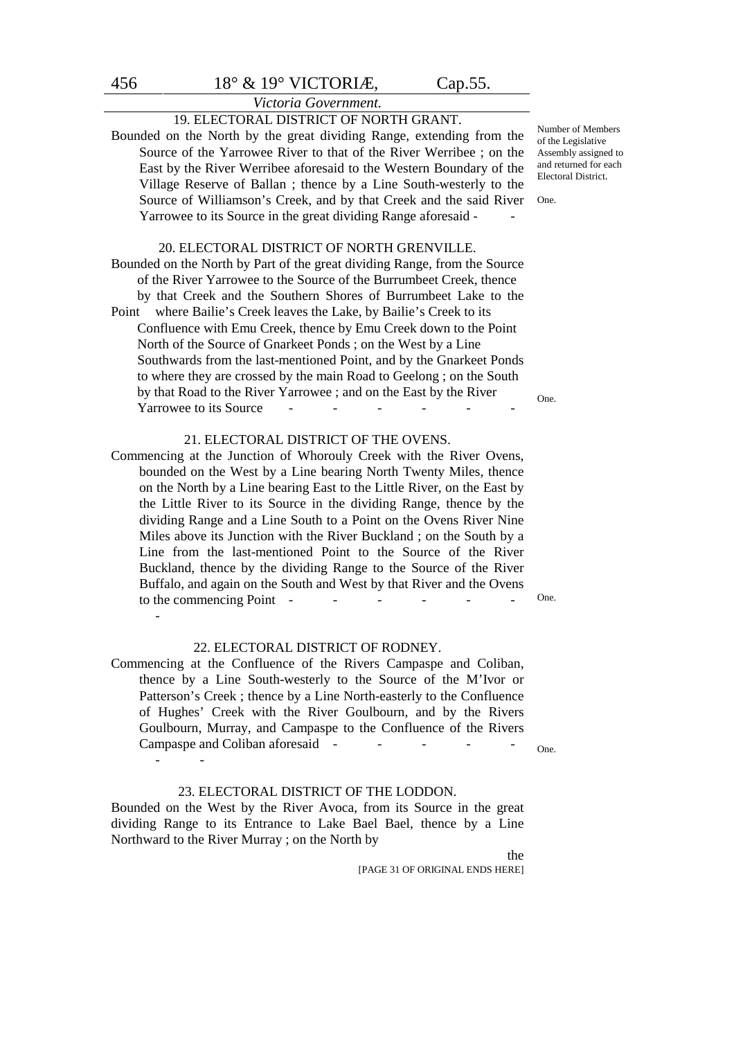*Victoria Government.*

Number of Members of the Legislative Assembly assigned to and returned for each Electoral District.

19. ELECTORAL DISTRICT OF NORTH GRANT.

Bounded on the North by the great dividing Range, extending from the Source of the Yarrowee River to that of the River Werribee ; on the East by the River Werribee aforesaid to the Western Boundary of the Village Reserve of Ballan ; thence by a Line South-westerly to the Source of Williamson's Creek, and by that Creek and the said River Yarrowee to its Source in the great dividing Range aforesaid - - One.

20. ELECTORAL DISTRICT OF NORTH GRENVILLE.

Bounded on the North by Part of the great dividing Range, from the Source of the River Yarrowee to the Source of the Burrumbeet Creek, thence by that Creek and the Southern Shores of Burrumbeet Lake to the Point where Bailie's Creek leaves the Lake, by Bailie's Creek to its Confluence with Emu Creek, thence by Emu Creek down to the Point North of the Source of Gnarkeet Ponds ; on the West by a Line Southwards from the last-mentioned Point, and by the Gnarkeet Ponds to where they are crossed by the main Road to Geelong ; on the South by that Road to the River Yarrowee ; and on the East by the River Yarrowee to its Source - - - - - - - One.

21. ELECTORAL DISTRICT OF THE OVENS.

Commencing at the Junction of Whorouly Creek with the River Ovens, bounded on the West by a Line bearing North Twenty Miles, thence on the North by a Line bearing East to the Little River, on the East by the Little River to its Source in the dividing Range, thence by the dividing Range and a Line South to a Point on the Ovens River Nine Miles above its Junction with the River Buckland ; on the South by a Line from the last-mentioned Point to the Source of the River Buckland, thence by the dividing Range to the Source of the River Buffalo, and again on the South and West by that River and the Ovens to the commencing Point - - - - - - - One.

22. ELECTORAL DISTRICT OF RODNEY.

Commencing at the Confluence of the Rivers Campaspe and Coliban, thence by a Line South-westerly to the Source of the M'Ivor or Patterson's Creek ; thence by a Line North-easterly to the Confluence of Hughes' Creek with the River Goulbourn, and by the Rivers Goulbourn, Murray, and Campaspe to the Confluence of the Rivers Campaspe and Coliban aforesaid - - - - - - - One.

23. ELECTORAL DISTRICT OF THE LODDON.

Bounded on the West by the River Avoca, from its Source in the great dividing Range to its Entrance to Lake Bael Bael, thence by a Line Northward to the River Murray ; on the North by the

[PAGE 31 OF ORIGINAL ENDS HERE]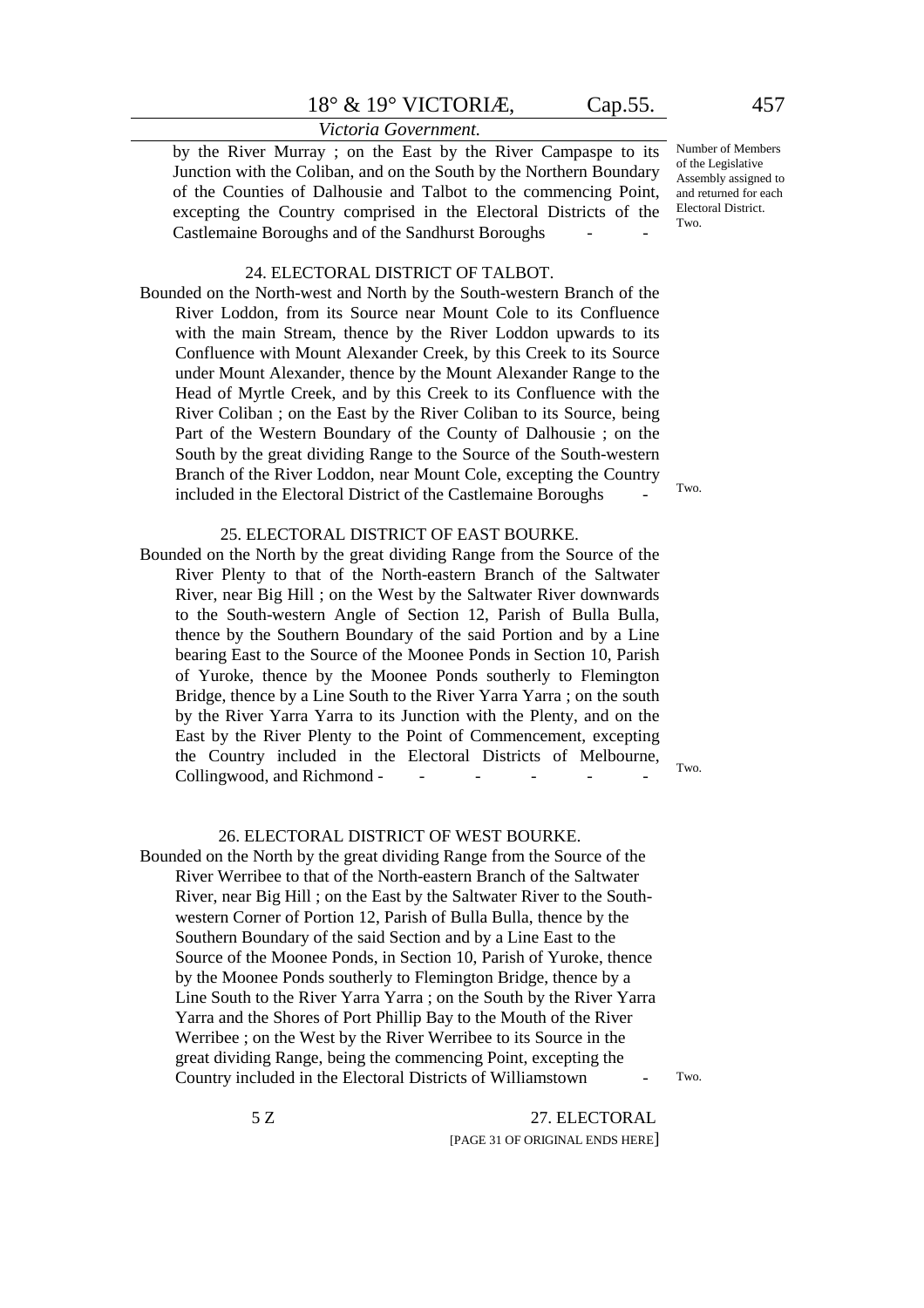by the River Murray ; on the East by the River Campaspe to its Junction with the Coliban, and on the South by the Northern Boundary of the Counties of Dalhousie and Talbot to the commencing Point, excepting the Country comprised in the Electoral Districts of the Castlemaine Boroughs and of the Sandhurst Boroughs - - Two.

Number of Members of the Legislative Assembly assigned to and returned for each Electoral District.

### 24. ELECTORAL DISTRICT OF TALBOT.

Bounded on the North-west and North by the South-western Branch of the River Loddon, from its Source near Mount Cole to its Confluence with the main Stream, thence by the River Loddon upwards to its Confluence with Mount Alexander Creek, by this Creek to its Source under Mount Alexander, thence by the Mount Alexander Range to the Head of Myrtle Creek, and by this Creek to its Confluence with the River Coliban ; on the East by the River Coliban to its Source, being Part of the Western Boundary of the County of Dalhousie ; on the South by the great dividing Range to the Source of the South-western Branch of the River Loddon, near Mount Cole, excepting the Country included in the Electoral District of the Castlemaine Boroughs - Two.

### 25. ELECTORAL DISTRICT OF EAST BOURKE.

Bounded on the North by the great dividing Range from the Source of the River Plenty to that of the North-eastern Branch of the Saltwater River, near Big Hill ; on the West by the Saltwater River downwards to the South-western Angle of Section 12, Parish of Bulla Bulla, thence by the Southern Boundary of the said Portion and by a Line bearing East to the Source of the Moonee Ponds in Section 10, Parish of Yuroke, thence by the Moonee Ponds southerly to Flemington Bridge, thence by a Line South to the River Yarra Yarra ; on the south by the River Yarra Yarra to its Junction with the Plenty, and on the East by the River Plenty to the Point of Commencement, excepting the Country included in the Electoral Districts of Melbourne, Collingwood, and Richmond - - - - - - Two.

### 26. ELECTORAL DISTRICT OF WEST BOURKE.

Bounded on the North by the great dividing Range from the Source of the River Werribee to that of the North-eastern Branch of the Saltwater River, near Big Hill ; on the East by the Saltwater River to the South-western Corner of Portion 12, Parish of Bulla Bulla, thence by the Southern Boundary of the said Section and by a Line East to the Source of the Moonee Ponds, in Section 10, Parish of Yuroke, thence by the Moonee Ponds southerly to Flemington Bridge, thence by a Line South to the River Yarra Yarra ; on the South by the River Yarra Yarra and the Shores of Port Phillip Bay to the Mouth of the River Werribee ; on the West by the River Werribee to its Source in the great dividing Range, being the commencing Point, excepting the Country included in the Electoral Districts of Williamstown - Two.

5 Z

27. ELECTORAL

[PAGE 31 OF ORIGINAL ENDS HERE]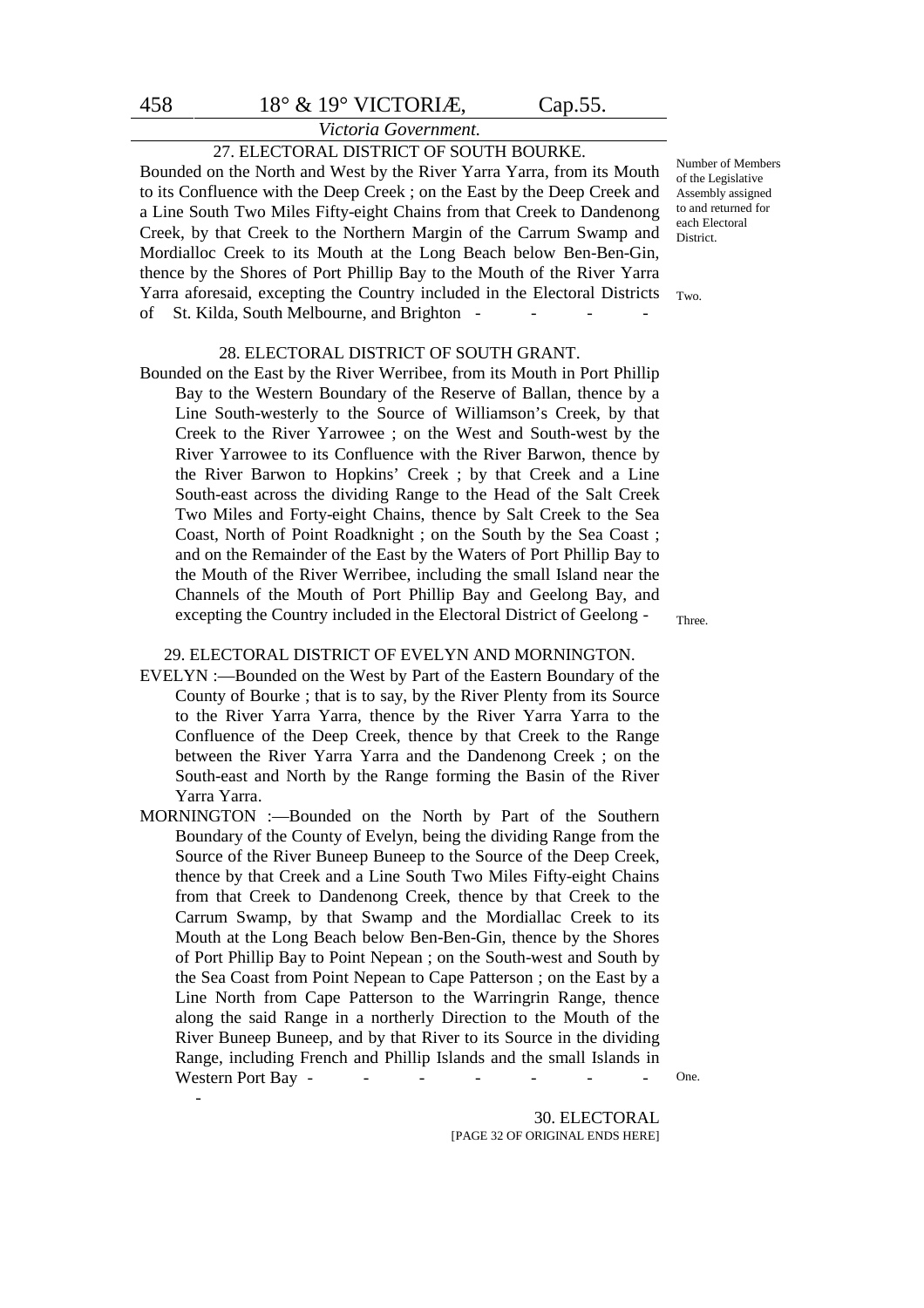*Victoria Government.*

### 27. ELECTORAL DISTRICT OF SOUTH BOURKE.

Number of Members of the Legislative Assembly assigned to and returned for each Electoral District.

Bounded on the North and West by the River Yarra Yarra, from its Mouth to its Confluence with the Deep Creek ; on the East by the Deep Creek and a Line South Two Miles Fifty-eight Chains from that Creek to Dandenong Creek, by that Creek to the Northern Margin of the Carrum Swamp and Mordialloc Creek to its Mouth at the Long Beach below Ben-Ben-Gin, thence by the Shores of Port Phillip Bay to the Mouth of the River Yarra Yarra aforesaid, excepting the Country included in the Electoral Districts of St. Kilda, South Melbourne, and Brighton - - - - Two.

### 28. ELECTORAL DISTRICT OF SOUTH GRANT.

Bounded on the East by the River Werribee, from its Mouth in Port Phillip Bay to the Western Boundary of the Reserve of Ballan, thence by a Line South-westerly to the Source of Williamson's Creek, by that Creek to the River Yarrowee ; on the West and South-west by the River Yarrowee to its Confluence with the River Barwon, thence by the River Barwon to Hopkins' Creek ; by that Creek and a Line South-east across the dividing Range to the Head of the Salt Creek Two Miles and Forty-eight Chains, thence by Salt Creek to the Sea Coast, North of Point Roadknight ; on the South by the Sea Coast ; and on the Remainder of the East by the Waters of Port Phillip Bay to the Mouth of the River Werribee, including the small Island near the Channels of the Mouth of Port Phillip Bay and Geelong Bay, and excepting the Country included in the Electoral District of Geelong - Three.

### 29. ELECTORAL DISTRICT OF EVELYN AND MORNINGTON.

EVELYN :—Bounded on the West by Part of the Eastern Boundary of the County of Bourke ; that is to say, by the River Plenty from its Source to the River Yarra Yarra, thence by the River Yarra Yarra to the Confluence of the Deep Creek, thence by that Creek to the Range between the River Yarra Yarra and the Dandenong Creek ; on the South-east and North by the Range forming the Basin of the River Yarra Yarra.

MORNINGTON :—Bounded on the North by Part of the Southern Boundary of the County of Evelyn, being the dividing Range from the Source of the River Buneep Buneep to the Source of the Deep Creek, thence by that Creek and a Line South Two Miles Fifty-eight Chains from that Creek to Dandenong Creek, thence by that Creek to the Carrum Swamp, by that Swamp and the Mordiallac Creek to its Mouth at the Long Beach below Ben-Ben-Gin, thence by the Shores of Port Phillip Bay to Point Nepean ; on the South-west and South by the Sea Coast from Point Nepean to Cape Patterson ; on the East by a Line North from Cape Patterson to the Warringrin Range, thence along the said Range in a northerly Direction to the Mouth of the River Buneep Buneep, and by that River to its Source in the dividing Range, including French and Phillip Islands and the small Islands in Western Port Bay - - - - - - - - One.

30. ELECTORAL

[PAGE 32 OF ORIGINAL ENDS HERE]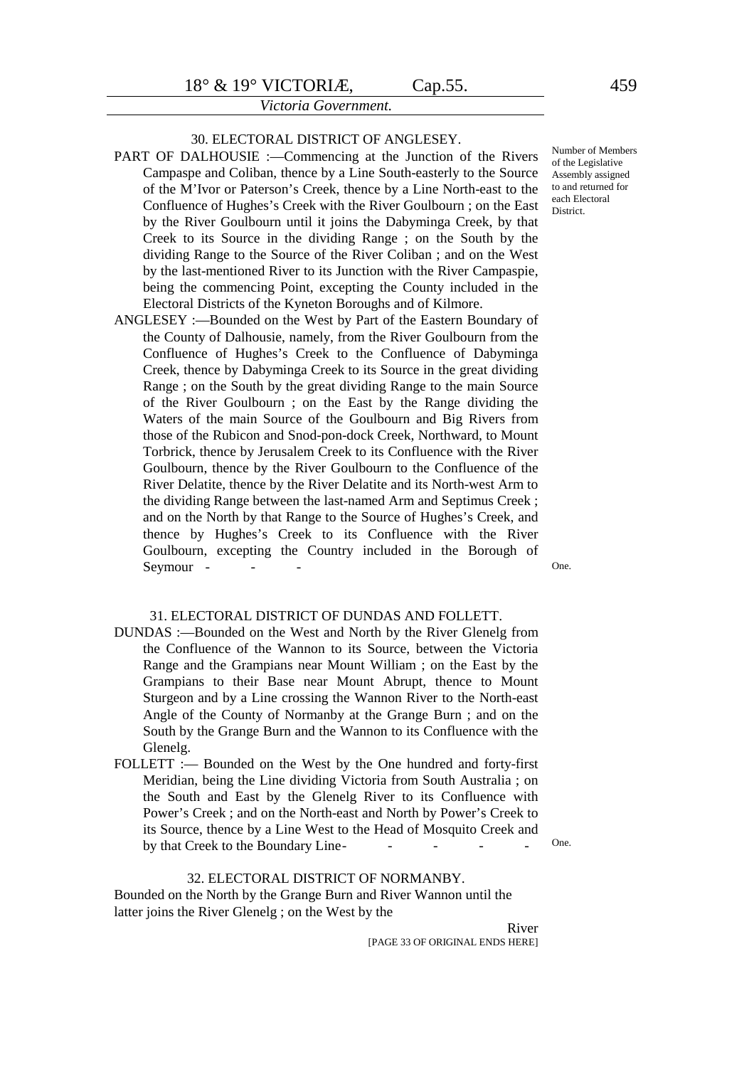### 30. ELECTORAL DISTRICT OF ANGLESEY.

Number of Members of the Legislative Assembly assigned to and returned for each Electoral District.

PART OF DALHOUSIE :—Commencing at the Junction of the Rivers Campaspe and Coliban, thence by a Line South-easterly to the Source of the M'Ivor or Paterson's Creek, thence by a Line North-east to the Confluence of Hughes's Creek with the River Goulbourn ; on the East by the River Goulbourn until it joins the Dabyminga Creek, by that Creek to its Source in the dividing Range ; on the South by the dividing Range to the Source of the River Coliban ; and on the West by the last-mentioned River to its Junction with the River Campaspie, being the commencing Point, excepting the County included in the Electoral Districts of the Kyneton Boroughs and of Kilmore.

ANGLESEY :—Bounded on the West by Part of the Eastern Boundary of the County of Dalhousie, namely, from the River Goulbourn from the Confluence of Hughes's Creek to the Confluence of Dabyminga Creek, thence by Dabyminga Creek to its Source in the great dividing Range ; on the South by the great dividing Range to the main Source of the River Goulbourn ; on the East by the Range dividing the Waters of the main Source of the Goulbourn and Big Rivers from those of the Rubicon and Snod-pon-dock Creek, Northward, to Mount Torbrick, thence by Jerusalem Creek to its Confluence with the River Goulbourn, thence by the River Goulbourn to the Confluence of the River Delatite, thence by the River Delatite and its North-west Arm to the dividing Range between the last-named Arm and Septimus Creek ; and on the North by that Range to the Source of Hughes's Creek, and thence by Hughes's Creek to its Confluence with the River Goulbourn, excepting the Country included in the Borough of Seymour - - - One.

### 31. ELECTORAL DISTRICT OF DUNDAS AND FOLLETT.

DUNDAS :—Bounded on the West and North by the River Glenelg from the Confluence of the Wannon to its Source, between the Victoria Range and the Grampians near Mount William ; on the East by the Grampians to their Base near Mount Abrupt, thence to Mount Sturgeon and by a Line crossing the Wannon River to the North-east Angle of the County of Normanby at the Grange Burn ; and on the South by the Grange Burn and the Wannon to its Confluence with the Glenelg.

FOLLETT :— Bounded on the West by the One hundred and forty-first Meridian, being the Line dividing Victoria from South Australia ; on the South and East by the Glenelg River to its Confluence with Power's Creek ; and on the North-east and North by Power's Creek to its Source, thence by a Line West to the Head of Mosquito Creek and by that Creek to the Boundary Line - - - - - One.

### 32. ELECTORAL DISTRICT OF NORMANBY.

Bounded on the North by the Grange Burn and River Wannon until the latter joins the River Glenelg ; on the West by the

River

[PAGE 33 OF ORIGINAL ENDS HERE]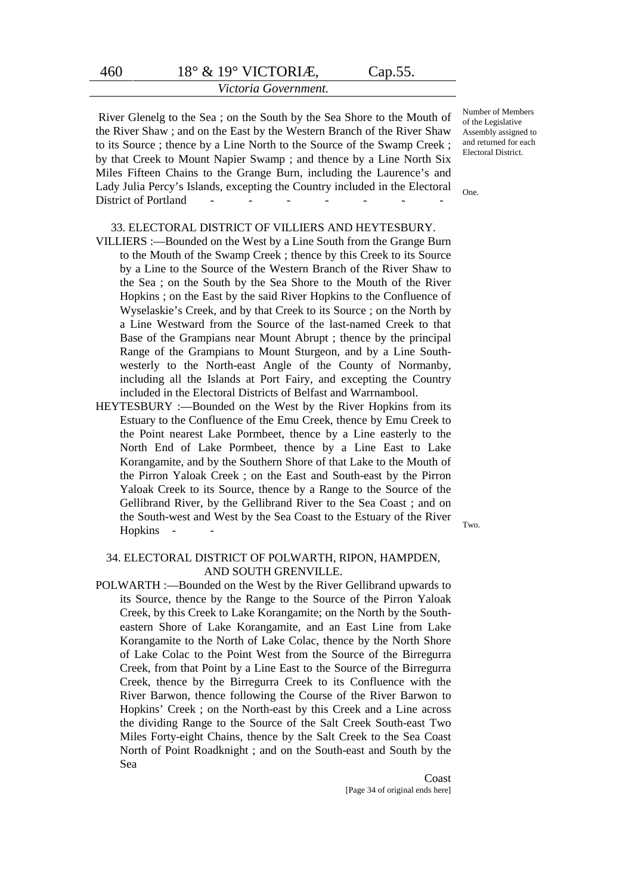River Glenelg to the Sea ; on the South by the Sea Shore to the Mouth of the River Shaw ; and on the East by the Western Branch of the River Shaw to its Source ; thence by a Line North to the Source of the Swamp Creek ; by that Creek to Mount Napier Swamp ; and thence by a Line North Six Miles Fifteen Chains to the Grange Burn, including the Laurence's and Lady Julia Percy's Islands, excepting the Country included in the Electoral District of Portland - - - - - - - One.

Number of Members of the Legislative Assembly assigned to and returned for each Electoral District.

33. ELECTORAL DISTRICT OF VILLIERS AND HEYTESBURY.

VILLIERS :—Bounded on the West by a Line South from the Grange Burn to the Mouth of the Swamp Creek ; thence by this Creek to its Source by a Line to the Source of the Western Branch of the River Shaw to the Sea ; on the South by the Sea Shore to the Mouth of the River Hopkins ; on the East by the said River Hopkins to the Confluence of Wyselaskie's Creek, and by that Creek to its Source ; on the North by a Line Westward from the Source of the last-named Creek to that Base of the Grampians near Mount Abrupt ; thence by the principal Range of the Grampians to Mount Sturgeon, and by a Line South-westerly to the North-east Angle of the County of Normanby, including all the Islands at Port Fairy, and excepting the Country included in the Electoral Districts of Belfast and Warrnambool.

HEYTESBURY :—Bounded on the West by the River Hopkins from its Estuary to the Confluence of the Emu Creek, thence by Emu Creek to the Point nearest Lake Pormbeet, thence by a Line easterly to the North End of Lake Pormbeet, thence by a Line East to Lake Korangamite, and by the Southern Shore of that Lake to the Mouth of the Pirron Yaloak Creek ; on the East and South-east by the Pirron Yaloak Creek to its Source, thence by a Range to the Source of the Gellibrand River, by the Gellibrand River to the Sea Coast ; and on the South-west and West by the Sea Coast to the Estuary of the River Hopkins - - Two.

34. ELECTORAL DISTRICT OF POLWARTH, RIPON, HAMPDEN, AND SOUTH GRENVILLE.

POLWARTH :—Bounded on the West by the River Gellibrand upwards to its Source, thence by the Range to the Source of the Pirron Yaloak Creek, by this Creek to Lake Korangamite; on the North by the South-eastern Shore of Lake Korangamite, and an East Line from Lake Korangamite to the North of Lake Colac, thence by the North Shore of Lake Colac to the Point West from the Source of the Birregurra Creek, from that Point by a Line East to the Source of the Birregurra Creek, thence by the Birregurra Creek to its Confluence with the River Barwon, thence following the Course of the River Barwon to Hopkins' Creek ; on the North-east by this Creek and a Line across the dividing Range to the Source of the Salt Creek South-east Two Miles Forty-eight Chains, thence by the Salt Creek to the Sea Coast North of Point Roadknight ; and on the South-east and South by the Sea

Coast

[Page 34 of original ends here]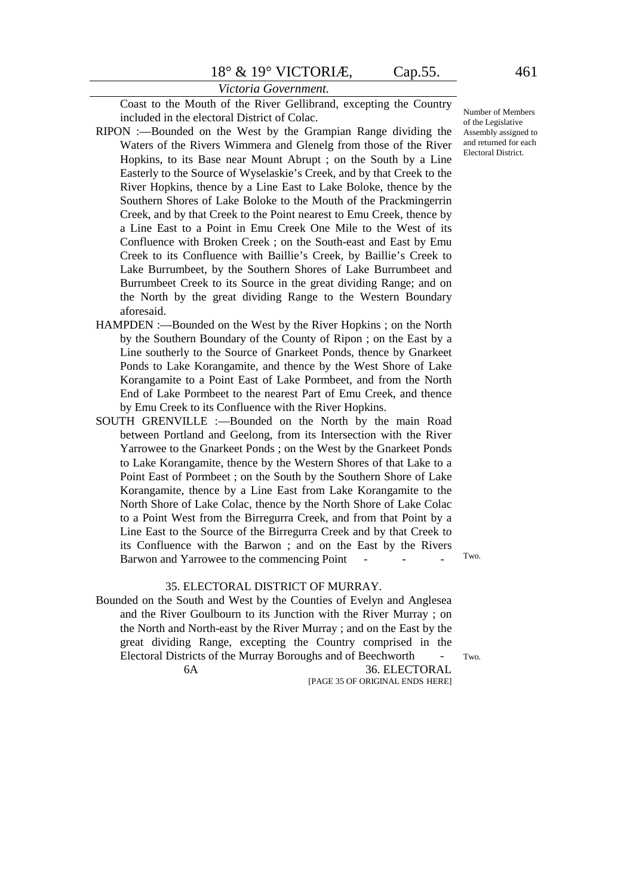Coast to the Mouth of the River Gellibrand, excepting the Country included in the electoral District of Colac.

*Number of Members of the Legislative Assembly assigned to and returned for each Electoral District.*

RIPON :—Bounded on the West by the Grampian Range dividing the Waters of the Rivers Wimmera and Glenelg from those of the River Hopkins, to its Base near Mount Abrupt ; on the South by a Line Easterly to the Source of Wyselaskie's Creek, and by that Creek to the River Hopkins, thence by a Line East to Lake Boloke, thence by the Southern Shores of Lake Boloke to the Mouth of the Prackmingerrin Creek, and by that Creek to the Point nearest to Emu Creek, thence by a Line East to a Point in Emu Creek One Mile to the West of its Confluence with Broken Creek ; on the South-east and East by Emu Creek to its Confluence with Baillie's Creek, by Baillie's Creek to Lake Burrumbeet, by the Southern Shores of Lake Burrumbeet and Burrumbeet Creek to its Source in the great dividing Range; and on the North by the great dividing Range to the Western Boundary aforesaid.

HAMPDEN :—Bounded on the West by the River Hopkins ; on the North by the Southern Boundary of the County of Ripon ; on the East by a Line southerly to the Source of Gnarkeet Ponds, thence by Gnarkeet Ponds to Lake Korangamite, and thence by the West Shore of Lake Korangamite to a Point East of Lake Pormbeet, and from the North End of Lake Pormbeet to the nearest Part of Emu Creek, and thence by Emu Creek to its Confluence with the River Hopkins.

SOUTH GRENVILLE :—Bounded on the North by the main Road between Portland and Geelong, from its Intersection with the River Yarrowee to the Gnarkeet Ponds ; on the West by the Gnarkeet Ponds to Lake Korangamite, thence by the Western Shores of that Lake to a Point East of Pormbeet ; on the South by the Southern Shore of Lake Korangamite, thence by a Line East from Lake Korangamite to the North Shore of Lake Colac, thence by the North Shore of Lake Colac to a Point West from the Birregurra Creek, and from that Point by a Line East to the Source of the Birregurra Creek and by that Creek to its Confluence with the Barwon ; and on the East by the Rivers Barwon and Yarrowee to the commencing Point - - - Two.

35. ELECTORAL DISTRICT OF MURRAY.

Bounded on the South and West by the Counties of Evelyn and Anglesea and the River Goulbourn to its Junction with the River Murray ; on the North and North-east by the River Murray ; and on the East by the great dividing Range, excepting the Country comprised in the Electoral Districts of the Murray Boroughs and of Beechworth - Two.

6A 36. ELECTORAL

[PAGE 35 OF ORIGINAL ENDS HERE]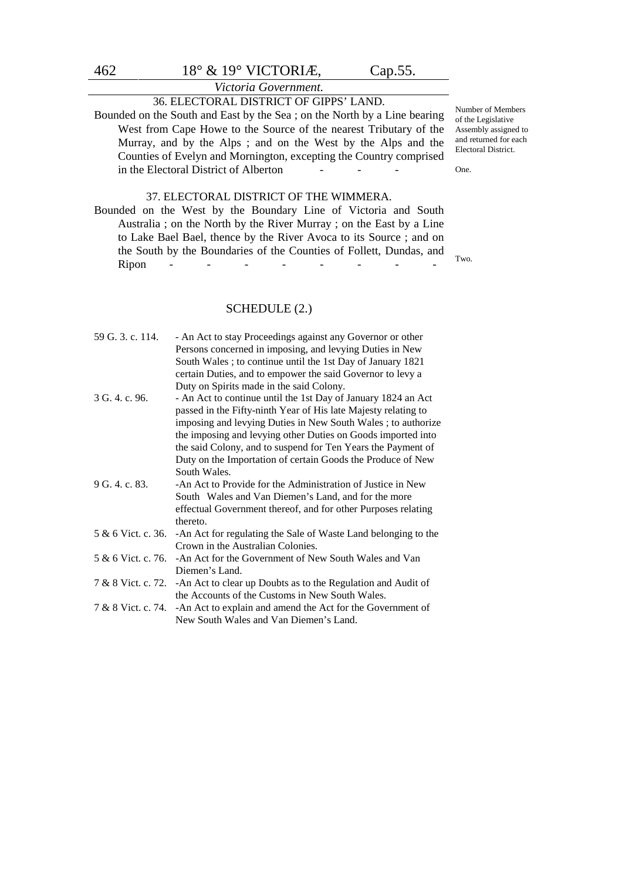### 36. ELECTORAL DISTRICT OF GIPPS' LAND.

Number of Members of the Legislative Assembly assigned to and returned for each Electoral District.

Bounded on the South and East by the Sea ; on the North by a Line bearing West from Cape Howe to the Source of the nearest Tributary of the Murray, and by the Alps ; and on the West by the Alps and the Counties of Evelyn and Mornington, excepting the Country comprised in the Electoral District of Alberton - - - One.

### 37. ELECTORAL DISTRICT OF THE WIMMERA.

Bounded on the West by the Boundary Line of Victoria and South Australia ; on the North by the River Murray ; on the East by a Line to Lake Bael Bael, thence by the River Avoca to its Source ; and on the South by the Boundaries of the Counties of Follett, Dundas, and Ripon - - - - - - - - Two.

## SCHEDULE (2.)

| | |
|---|---|
| 59 G. 3. c. 114. | - An Act to stay Proceedings against any Governor or other Persons concerned in imposing, and levying Duties in New South Wales ; to continue until the 1st Day of January 1821 certain Duties, and to empower the said Governor to levy a Duty on Spirits made in the said Colony. |
| 3 G. 4. c. 96. | - An Act to continue until the 1st Day of January 1824 an Act passed in the Fifty-ninth Year of His late Majesty relating to imposing and levying Duties in New South Wales ; to authorize the imposing and levying other Duties on Goods imported into the said Colony, and to suspend for Ten Years the Payment of Duty on the Importation of certain Goods the Produce of New South Wales. |
| 9 G. 4. c. 83. | -An Act to Provide for the Administration of Justice in New South Wales and Van Diemen's Land, and for the more effectual Government thereof, and for other Purposes relating thereto. |
| 5 & 6 Vict. c. 36. | -An Act for regulating the Sale of Waste Land belonging to the Crown in the Australian Colonies. |
| 5 & 6 Vict. c. 76. | -An Act for the Government of New South Wales and Van Diemen's Land. |
| 7 & 8 Vict. c. 72. | -An Act to clear up Doubts as to the Regulation and Audit of the Accounts of the Customs in New South Wales. |
| 7 & 8 Vict. c. 74. | -An Act to explain and amend the Act for the Government of New South Wales and Van Diemen's Land. |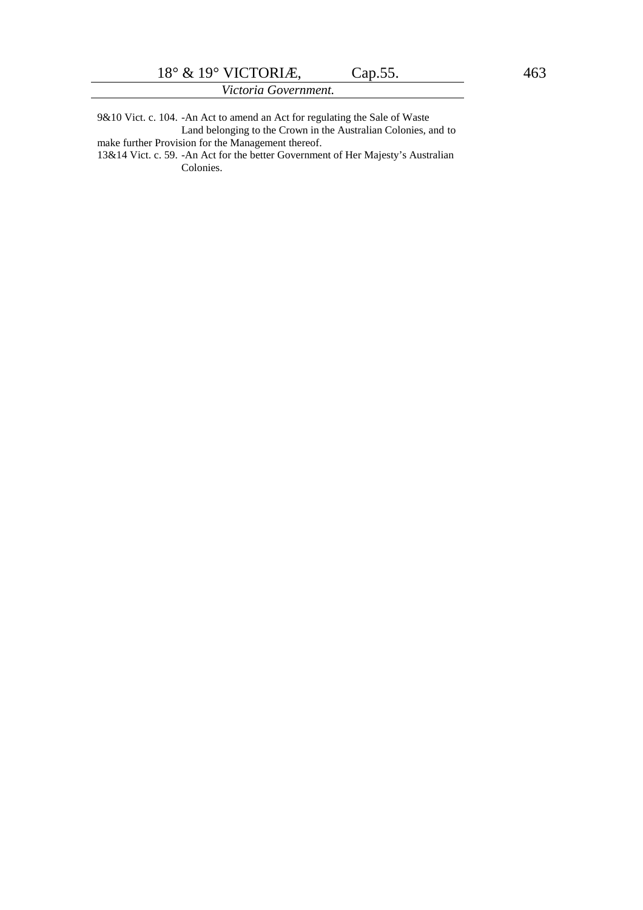9&10 Vict. c. 104. -An Act to amend an Act for regulating the Sale of Waste Land belonging to the Crown in the Australian Colonies, and to make further Provision for the Management thereof.

13&14 Vict. c. 59. -An Act for the better Government of Her Majesty's Australian Colonies.